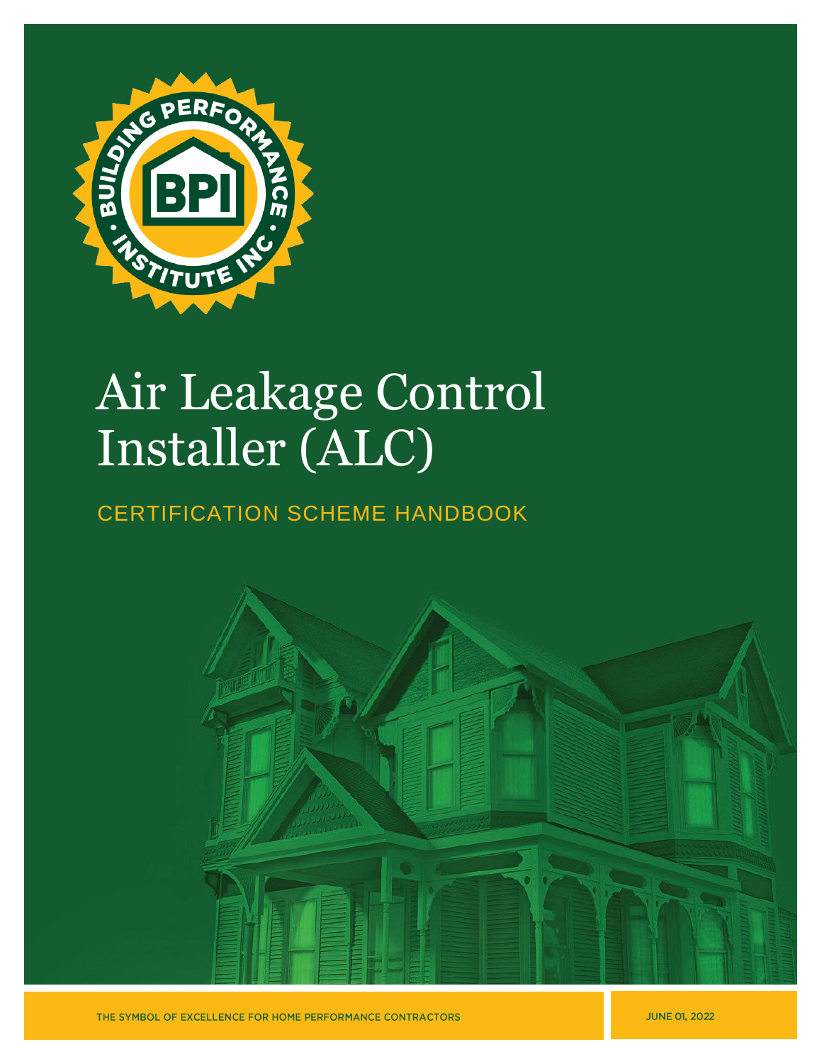# Air Leakage Control Installer (ALC)

## CERTIFICATION SCHEME HANDBOOK

THE SYMBOL OF EXCELLENCE FOR HOME PERFORMANCE CONTRACTORS

JUNE 01, 2022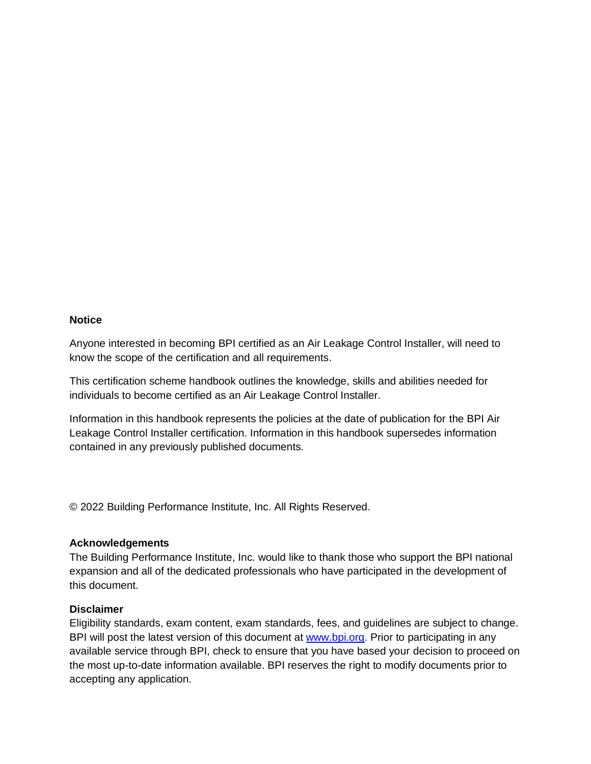**Notice**

Anyone interested in becoming BPI certified as an Air Leakage Control Installer, will need to know the scope of the certification and all requirements.

This certification scheme handbook outlines the knowledge, skills and abilities needed for individuals to become certified as an Air Leakage Control Installer.

Information in this handbook represents the policies at the date of publication for the BPI Air Leakage Control Installer certification. Information in this handbook supersedes information contained in any previously published documents.

© 2022 Building Performance Institute, Inc. All Rights Reserved.

**Acknowledgements**

The Building Performance Institute, Inc. would like to thank those who support the BPI national expansion and all of the dedicated professionals who have participated in the development of this document.

**Disclaimer**

Eligibility standards, exam content, exam standards, fees, and guidelines are subject to change. BPI will post the latest version of this document at [www.bpi.org](http://www.bpi.org). Prior to participating in any available service through BPI, check to ensure that you have based your decision to proceed on the most up-to-date information available. BPI reserves the right to modify documents prior to accepting any application.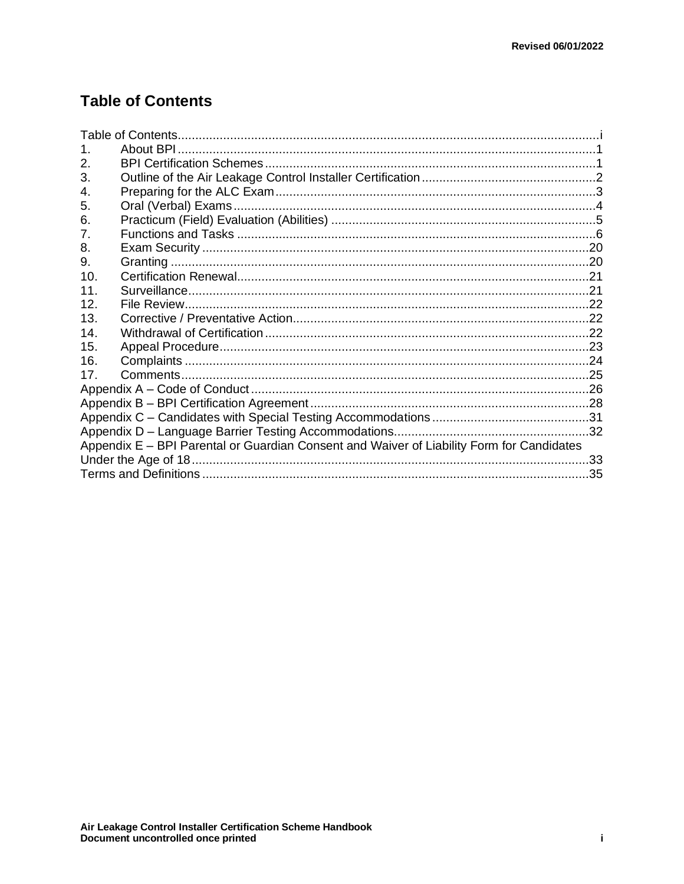# Table of Contents

Table of Contents....................................................................................................................i
1. About BPI ........................................................................................................................1
2. BPI Certification Schemes ...............................................................................................1
3. Outline of the Air Leakage Control Installer Certification ..................................................2
4. Preparing for the ALC Exam ............................................................................................3
5. Oral (Verbal) Exams .......................................................................................................4
6. Practicum (Field) Evaluation (Abilities) ............................................................................5
7. Functions and Tasks .......................................................................................................6
8. Exam Security ...............................................................................................................20
9. Granting ........................................................................................................................20
10. Certification Renewal.....................................................................................................21
11. Surveillance...................................................................................................................21
12. File Review....................................................................................................................22
13. Corrective / Preventative Action.....................................................................................22
14. Withdrawal of Certification .............................................................................................22
15. Appeal Procedure..........................................................................................................23
16. Complaints ....................................................................................................................24
17. Comments.....................................................................................................................25
Appendix A – Code of Conduct .................................................................................................26
Appendix B – BPI Certification Agreement ................................................................................28
Appendix C – Candidates with Special Testing Accommodations .............................................31
Appendix D – Language Barrier Testing Accommodations........................................................32
Appendix E – BPI Parental or Guardian Consent and Waiver of Liability Form for Candidates Under the Age of 18 ..................................................................................................................33
Terms and Definitions ...............................................................................................................35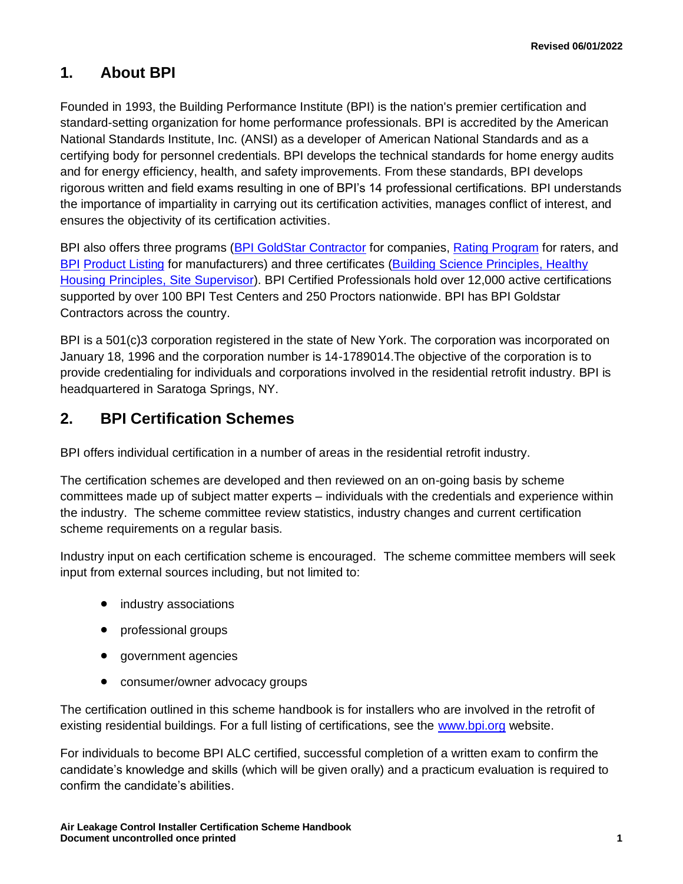## 1. About BPI

Founded in 1993, the Building Performance Institute (BPI) is the nation's premier certification and standard-setting organization for home performance professionals. BPI is accredited by the American National Standards Institute, Inc. (ANSI) as a developer of American National Standards and as a certifying body for personnel credentials. BPI develops the technical standards for home energy audits and for energy efficiency, health, and safety improvements. From these standards, BPI develops rigorous written and field exams resulting in one of BPI's 14 professional certifications. BPI understands the importance of impartiality in carrying out its certification activities, manages conflict of interest, and ensures the objectivity of its certification activities.

BPI also offers three programs (BPI GoldStar Contractor for companies, Rating Program for raters, and BPI Product Listing for manufacturers) and three certificates (Building Science Principles, Healthy Housing Principles, Site Supervisor). BPI Certified Professionals hold over 12,000 active certifications supported by over 100 BPI Test Centers and 250 Proctors nationwide. BPI has BPI Goldstar Contractors across the country.

BPI is a 501(c)3 corporation registered in the state of New York. The corporation was incorporated on January 18, 1996 and the corporation number is 14-1789014.The objective of the corporation is to provide credentialing for individuals and corporations involved in the residential retrofit industry. BPI is headquartered in Saratoga Springs, NY.

## 2. BPI Certification Schemes

BPI offers individual certification in a number of areas in the residential retrofit industry.

The certification schemes are developed and then reviewed on an on-going basis by scheme committees made up of subject matter experts – individuals with the credentials and experience within the industry. The scheme committee review statistics, industry changes and current certification scheme requirements on a regular basis.

Industry input on each certification scheme is encouraged. The scheme committee members will seek input from external sources including, but not limited to:

- industry associations
- professional groups
- government agencies
- consumer/owner advocacy groups

The certification outlined in this scheme handbook is for installers who are involved in the retrofit of existing residential buildings. For a full listing of certifications, see the www.bpi.org website.

For individuals to become BPI ALC certified, successful completion of a written exam to confirm the candidate's knowledge and skills (which will be given orally) and a practicum evaluation is required to confirm the candidate's abilities.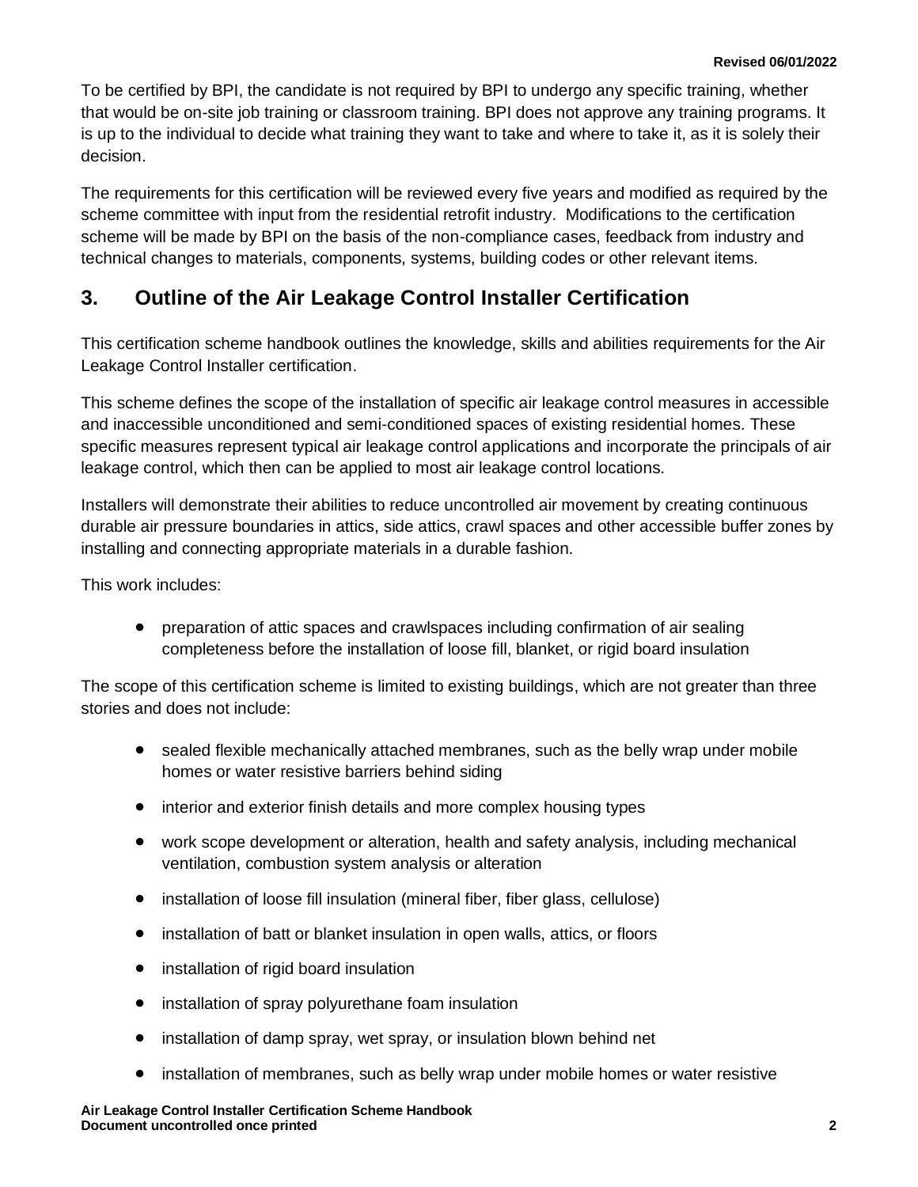To be certified by BPI, the candidate is not required by BPI to undergo any specific training, whether that would be on-site job training or classroom training. BPI does not approve any training programs. It is up to the individual to decide what training they want to take and where to take it, as it is solely their decision.

The requirements for this certification will be reviewed every five years and modified as required by the scheme committee with input from the residential retrofit industry. Modifications to the certification scheme will be made by BPI on the basis of the non-compliance cases, feedback from industry and technical changes to materials, components, systems, building codes or other relevant items.

## 3. Outline of the Air Leakage Control Installer Certification

This certification scheme handbook outlines the knowledge, skills and abilities requirements for the Air Leakage Control Installer certification.

This scheme defines the scope of the installation of specific air leakage control measures in accessible and inaccessible unconditioned and semi-conditioned spaces of existing residential homes. These specific measures represent typical air leakage control applications and incorporate the principals of air leakage control, which then can be applied to most air leakage control locations.

Installers will demonstrate their abilities to reduce uncontrolled air movement by creating continuous durable air pressure boundaries in attics, side attics, crawl spaces and other accessible buffer zones by installing and connecting appropriate materials in a durable fashion.

This work includes:

- preparation of attic spaces and crawlspaces including confirmation of air sealing completeness before the installation of loose fill, blanket, or rigid board insulation

The scope of this certification scheme is limited to existing buildings, which are not greater than three stories and does not include:

- sealed flexible mechanically attached membranes, such as the belly wrap under mobile homes or water resistive barriers behind siding
- interior and exterior finish details and more complex housing types
- work scope development or alteration, health and safety analysis, including mechanical ventilation, combustion system analysis or alteration
- installation of loose fill insulation (mineral fiber, fiber glass, cellulose)
- installation of batt or blanket insulation in open walls, attics, or floors
- installation of rigid board insulation
- installation of spray polyurethane foam insulation
- installation of damp spray, wet spray, or insulation blown behind net
- installation of membranes, such as belly wrap under mobile homes or water resistive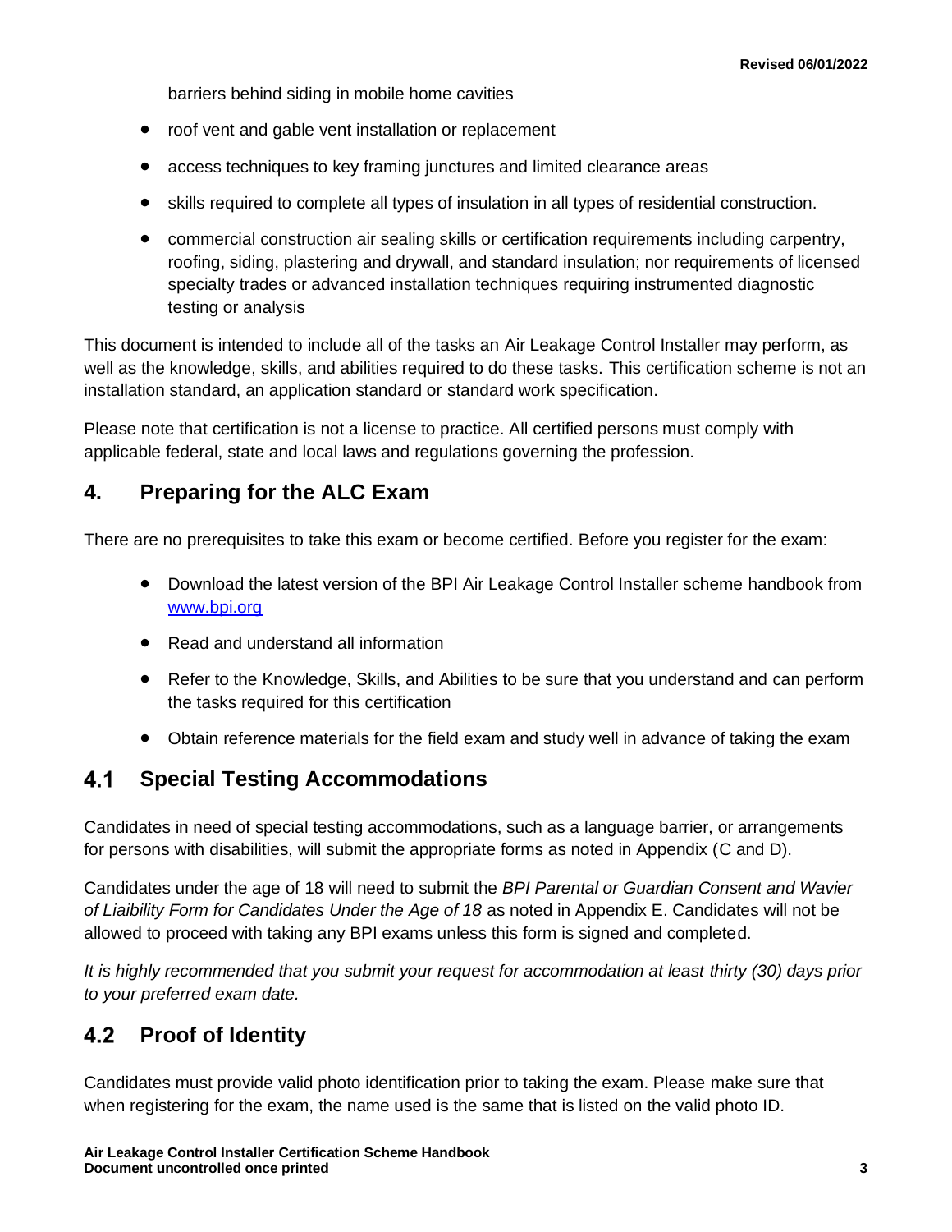barriers behind siding in mobile home cavities

- roof vent and gable vent installation or replacement
- access techniques to key framing junctures and limited clearance areas
- skills required to complete all types of insulation in all types of residential construction.
- commercial construction air sealing skills or certification requirements including carpentry, roofing, siding, plastering and drywall, and standard insulation; nor requirements of licensed specialty trades or advanced installation techniques requiring instrumented diagnostic testing or analysis

This document is intended to include all of the tasks an Air Leakage Control Installer may perform, as well as the knowledge, skills, and abilities required to do these tasks. This certification scheme is not an installation standard, an application standard or standard work specification.

Please note that certification is not a license to practice. All certified persons must comply with applicable federal, state and local laws and regulations governing the profession.

## 4. Preparing for the ALC Exam

There are no prerequisites to take this exam or become certified. Before you register for the exam:

- Download the latest version of the BPI Air Leakage Control Installer scheme handbook from [www.bpi.org](www.bpi.org)
- Read and understand all information
- Refer to the Knowledge, Skills, and Abilities to be sure that you understand and can perform the tasks required for this certification
- Obtain reference materials for the field exam and study well in advance of taking the exam

### 4.1 Special Testing Accommodations

Candidates in need of special testing accommodations, such as a language barrier, or arrangements for persons with disabilities, will submit the appropriate forms as noted in Appendix (C and D).

Candidates under the age of 18 will need to submit the *BPI Parental or Guardian Consent and Wavier of Liaibility Form for Candidates Under the Age of 18* as noted in Appendix E. Candidates will not be allowed to proceed with taking any BPI exams unless this form is signed and completed.

*It is highly recommended that you submit your request for accommodation at least thirty (30) days prior to your preferred exam date.*

### 4.2 Proof of Identity

Candidates must provide valid photo identification prior to taking the exam. Please make sure that when registering for the exam, the name used is the same that is listed on the valid photo ID.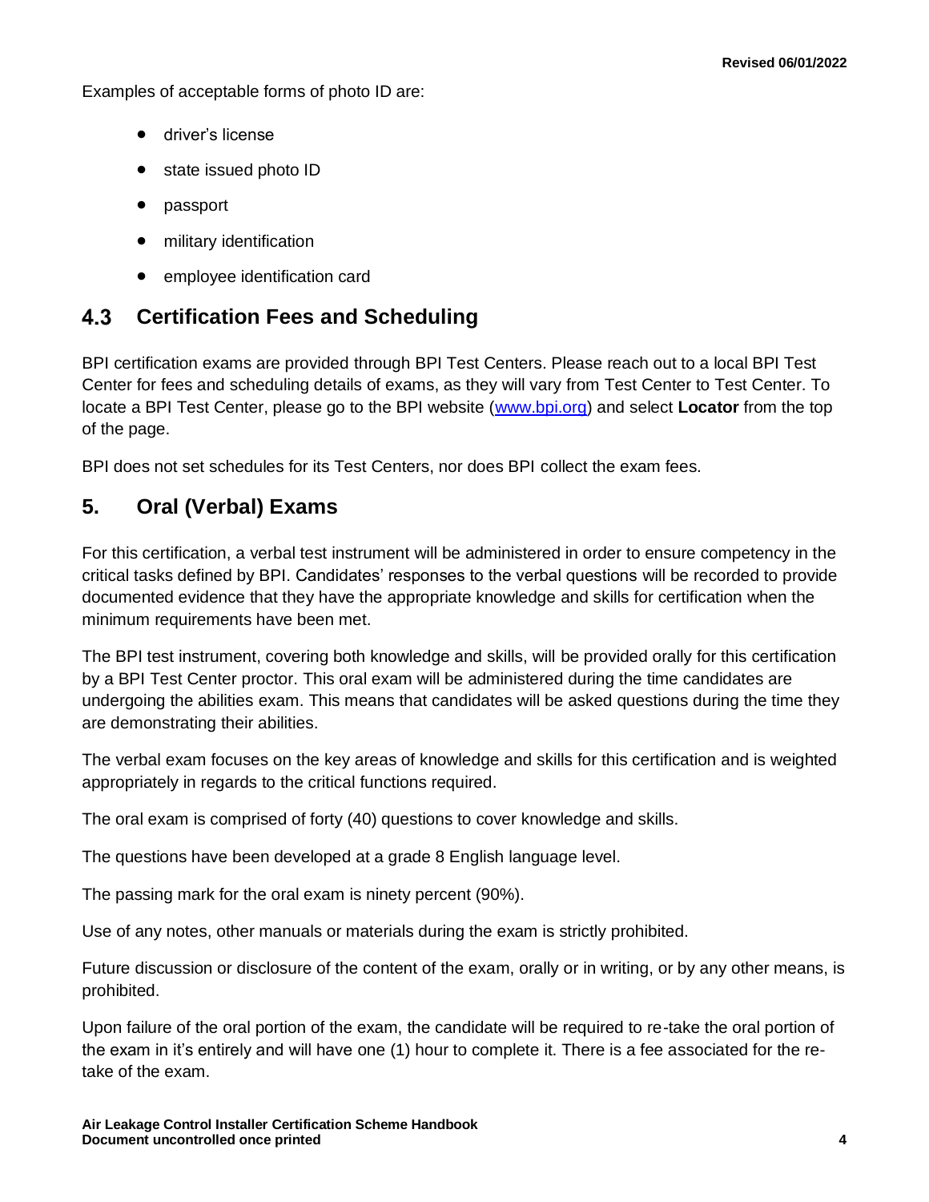Examples of acceptable forms of photo ID are:

- driver's license
- state issued photo ID
- passport
- military identification
- employee identification card

## 4.3 Certification Fees and Scheduling

BPI certification exams are provided through BPI Test Centers. Please reach out to a local BPI Test Center for fees and scheduling details of exams, as they will vary from Test Center to Test Center. To locate a BPI Test Center, please go to the BPI website (www.bpi.org) and select **Locator** from the top of the page.

BPI does not set schedules for its Test Centers, nor does BPI collect the exam fees.

# 5. Oral (Verbal) Exams

For this certification, a verbal test instrument will be administered in order to ensure competency in the critical tasks defined by BPI. Candidates' responses to the verbal questions will be recorded to provide documented evidence that they have the appropriate knowledge and skills for certification when the minimum requirements have been met.

The BPI test instrument, covering both knowledge and skills, will be provided orally for this certification by a BPI Test Center proctor. This oral exam will be administered during the time candidates are undergoing the abilities exam. This means that candidates will be asked questions during the time they are demonstrating their abilities.

The verbal exam focuses on the key areas of knowledge and skills for this certification and is weighted appropriately in regards to the critical functions required.

The oral exam is comprised of forty (40) questions to cover knowledge and skills.

The questions have been developed at a grade 8 English language level.

The passing mark for the oral exam is ninety percent (90%).

Use of any notes, other manuals or materials during the exam is strictly prohibited.

Future discussion or disclosure of the content of the exam, orally or in writing, or by any other means, is prohibited.

Upon failure of the oral portion of the exam, the candidate will be required to re-take the oral portion of the exam in it's entirely and will have one (1) hour to complete it. There is a fee associated for the re-take of the exam.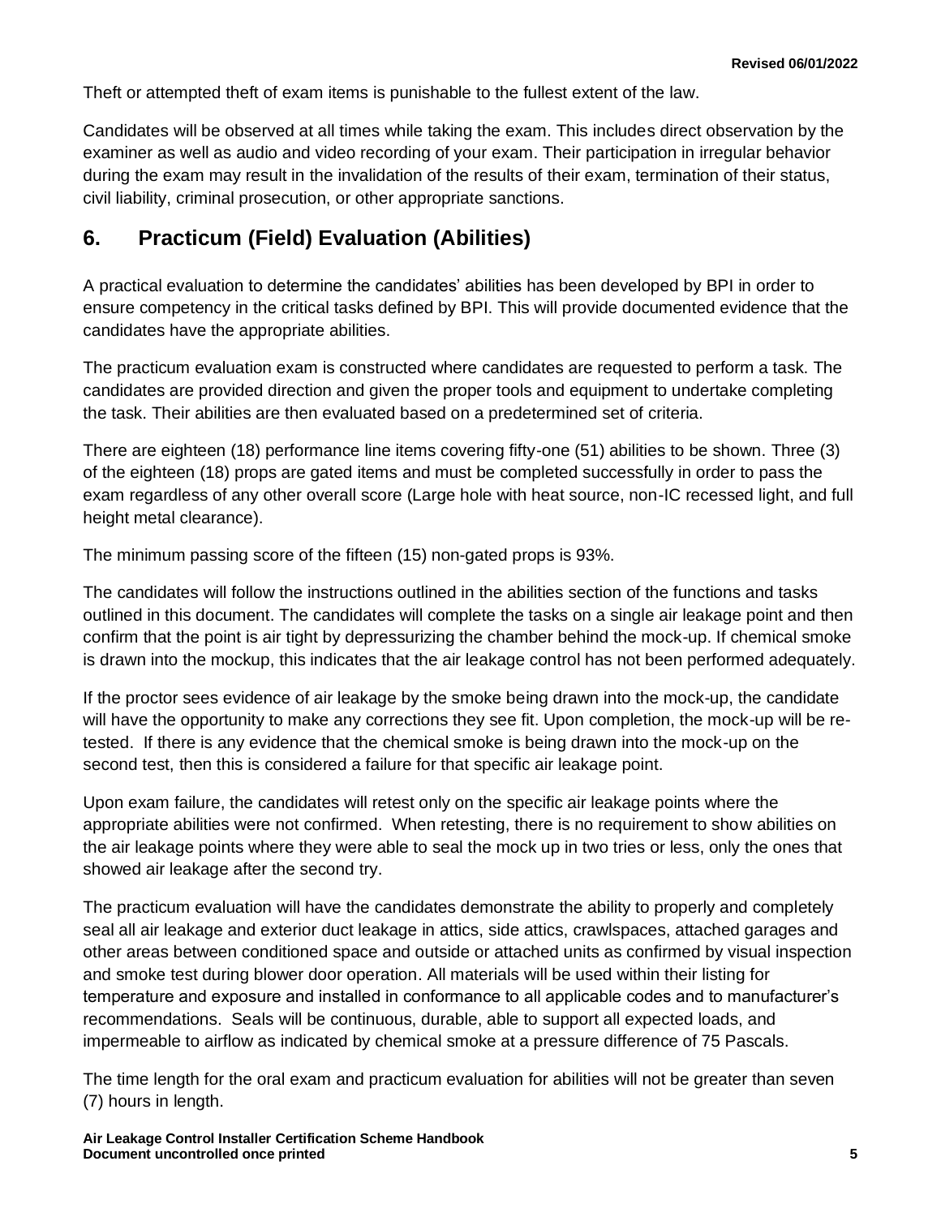Theft or attempted theft of exam items is punishable to the fullest extent of the law.

Candidates will be observed at all times while taking the exam. This includes direct observation by the examiner as well as audio and video recording of your exam. Their participation in irregular behavior during the exam may result in the invalidation of the results of their exam, termination of their status, civil liability, criminal prosecution, or other appropriate sanctions.

## 6. Practicum (Field) Evaluation (Abilities)

A practical evaluation to determine the candidates' abilities has been developed by BPI in order to ensure competency in the critical tasks defined by BPI. This will provide documented evidence that the candidates have the appropriate abilities.

The practicum evaluation exam is constructed where candidates are requested to perform a task. The candidates are provided direction and given the proper tools and equipment to undertake completing the task. Their abilities are then evaluated based on a predetermined set of criteria.

There are eighteen (18) performance line items covering fifty-one (51) abilities to be shown. Three (3) of the eighteen (18) props are gated items and must be completed successfully in order to pass the exam regardless of any other overall score (Large hole with heat source, non-IC recessed light, and full height metal clearance).

The minimum passing score of the fifteen (15) non-gated props is 93%.

The candidates will follow the instructions outlined in the abilities section of the functions and tasks outlined in this document. The candidates will complete the tasks on a single air leakage point and then confirm that the point is air tight by depressurizing the chamber behind the mock-up. If chemical smoke is drawn into the mockup, this indicates that the air leakage control has not been performed adequately.

If the proctor sees evidence of air leakage by the smoke being drawn into the mock-up, the candidate will have the opportunity to make any corrections they see fit. Upon completion, the mock-up will be re-tested. If there is any evidence that the chemical smoke is being drawn into the mock-up on the second test, then this is considered a failure for that specific air leakage point.

Upon exam failure, the candidates will retest only on the specific air leakage points where the appropriate abilities were not confirmed. When retesting, there is no requirement to show abilities on the air leakage points where they were able to seal the mock up in two tries or less, only the ones that showed air leakage after the second try.

The practicum evaluation will have the candidates demonstrate the ability to properly and completely seal all air leakage and exterior duct leakage in attics, side attics, crawlspaces, attached garages and other areas between conditioned space and outside or attached units as confirmed by visual inspection and smoke test during blower door operation. All materials will be used within their listing for temperature and exposure and installed in conformance to all applicable codes and to manufacturer's recommendations. Seals will be continuous, durable, able to support all expected loads, and impermeable to airflow as indicated by chemical smoke at a pressure difference of 75 Pascals.

The time length for the oral exam and practicum evaluation for abilities will not be greater than seven (7) hours in length.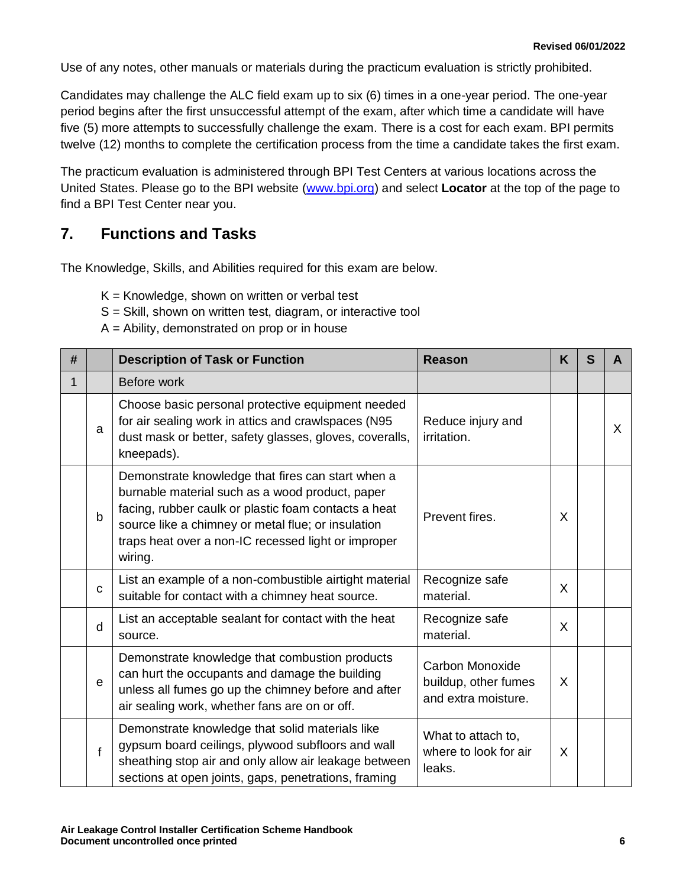Use of any notes, other manuals or materials during the practicum evaluation is strictly prohibited.

Candidates may challenge the ALC field exam up to six (6) times in a one-year period. The one-year period begins after the first unsuccessful attempt of the exam, after which time a candidate will have five (5) more attempts to successfully challenge the exam. There is a cost for each exam. BPI permits twelve (12) months to complete the certification process from the time a candidate takes the first exam.

The practicum evaluation is administered through BPI Test Centers at various locations across the United States. Please go to the BPI website (www.bpi.org) and select **Locator** at the top of the page to find a BPI Test Center near you.

## 7. Functions and Tasks

The Knowledge, Skills, and Abilities required for this exam are below.

K = Knowledge, shown on written or verbal test
S = Skill, shown on written test, diagram, or interactive tool
A = Ability, demonstrated on prop or in house

| # | | Description of Task or Function | Reason | K | S | A |
|---|---|---|---|---|---|---|
| 1 | | Before work | | | | |
| | a | Choose basic personal protective equipment needed for air sealing work in attics and crawlspaces (N95 dust mask or better, safety glasses, gloves, coveralls, kneepads). | Reduce injury and irritation. | | | X |
| | b | Demonstrate knowledge that fires can start when a burnable material such as a wood product, paper facing, rubber caulk or plastic foam contacts a heat source like a chimney or metal flue; or insulation traps heat over a non-IC recessed light or improper wiring. | Prevent fires. | X | | |
| | c | List an example of a non-combustible airtight material suitable for contact with a chimney heat source. | Recognize safe material. | X | | |
| | d | List an acceptable sealant for contact with the heat source. | Recognize safe material. | X | | |
| | e | Demonstrate knowledge that combustion products can hurt the occupants and damage the building unless all fumes go up the chimney before and after air sealing work, whether fans are on or off. | Carbon Monoxide buildup, other fumes and extra moisture. | X | | |
| | f | Demonstrate knowledge that solid materials like gypsum board ceilings, plywood subfloors and wall sheathing stop air and only allow air leakage between sections at open joints, gaps, penetrations, framing | What to attach to, where to look for air leaks. | X | | |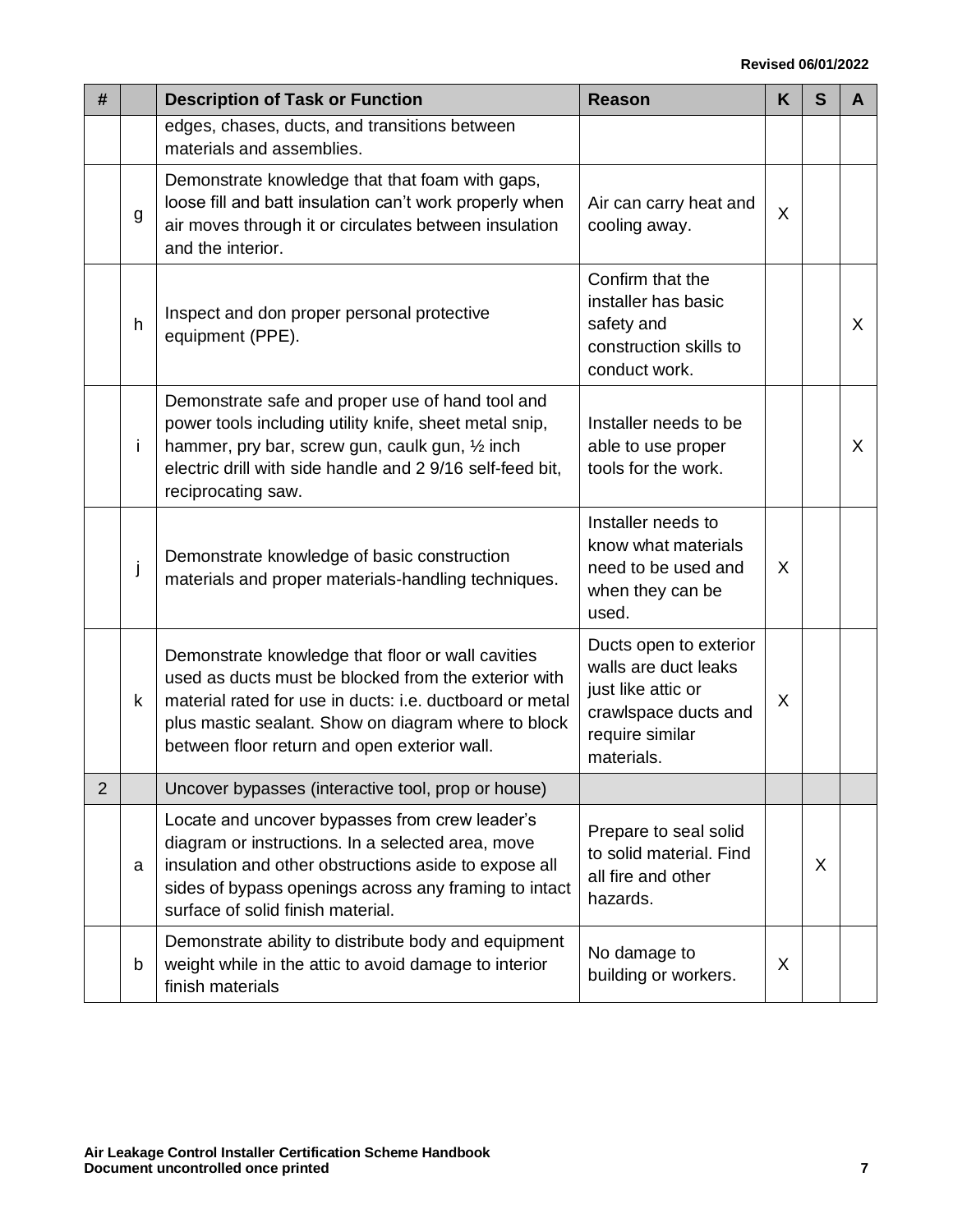| # | | Description of Task or Function | Reason | K | S | A |
|---|---|---|---|---|---|---|
| | | edges, chases, ducts, and transitions between materials and assemblies. | | | | |
| | g | Demonstrate knowledge that that foam with gaps, loose fill and batt insulation can't work properly when air moves through it or circulates between insulation and the interior. | Air can carry heat and cooling away. | X | | |
| | h | Inspect and don proper personal protective equipment (PPE). | Confirm that the installer has basic safety and construction skills to conduct work. | | | X |
| | i | Demonstrate safe and proper use of hand tool and power tools including utility knife, sheet metal snip, hammer, pry bar, screw gun, caulk gun, ½ inch electric drill with side handle and 2 9/16 self-feed bit, reciprocating saw. | Installer needs to be able to use proper tools for the work. | | | X |
| | j | Demonstrate knowledge of basic construction materials and proper materials-handling techniques. | Installer needs to know what materials need to be used and when they can be used. | X | | |
| | k | Demonstrate knowledge that floor or wall cavities used as ducts must be blocked from the exterior with material rated for use in ducts: i.e. ductboard or metal plus mastic sealant. Show on diagram where to block between floor return and open exterior wall. | Ducts open to exterior walls are duct leaks just like attic or crawlspace ducts and require similar materials. | X | | |
| 2 | | Uncover bypasses (interactive tool, prop or house) | | | | |
| | a | Locate and uncover bypasses from crew leader's diagram or instructions. In a selected area, move insulation and other obstructions aside to expose all sides of bypass openings across any framing to intact surface of solid finish material. | Prepare to seal solid to solid material. Find all fire and other hazards. | | X | |
| | b | Demonstrate ability to distribute body and equipment weight while in the attic to avoid damage to interior finish materials | No damage to building or workers. | X | | |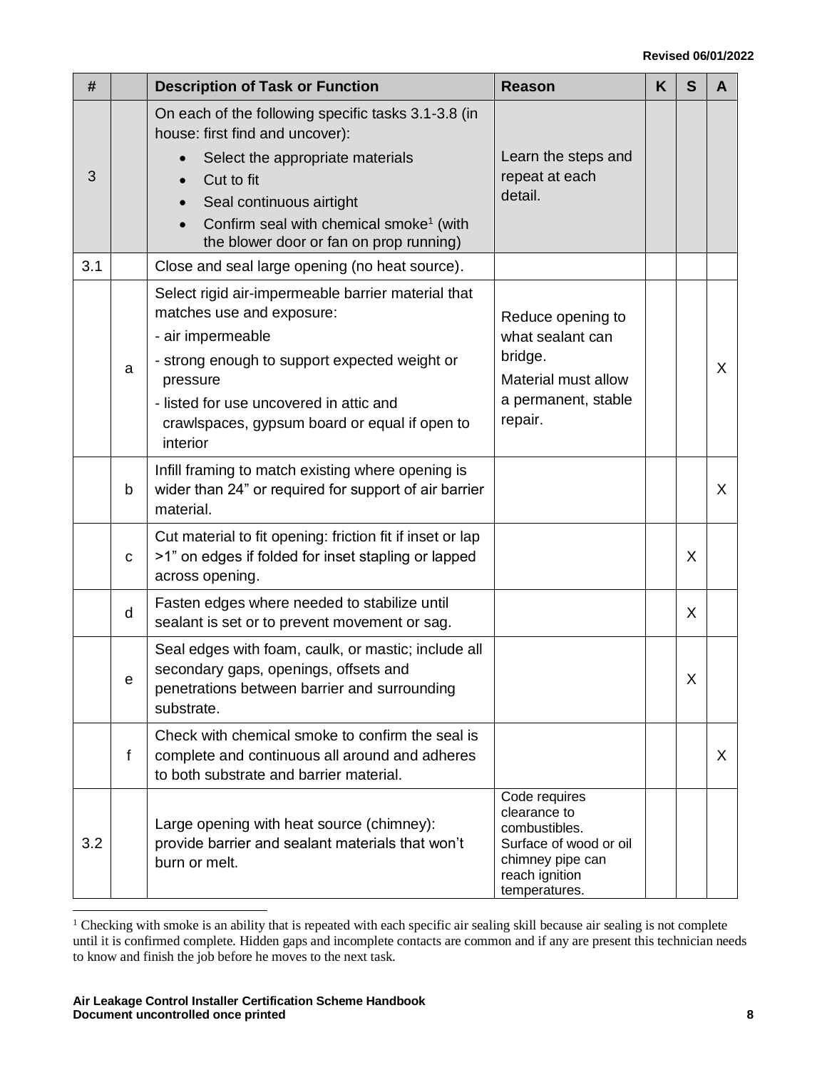| # | | Description of Task or Function | Reason | K | S | A |
|---|---|---|---|---|---|---|
| 3 | | On each of the following specific tasks 3.1-3.8 (in house: first find and uncover):<br>• Select the appropriate materials<br>• Cut to fit<br>• Seal continuous airtight<br>• Confirm seal with chemical smoke[1] (with the blower door or fan on prop running) | Learn the steps and repeat at each detail. | | | |
| 3.1 | | Close and seal large opening (no heat source). | | | | |
| | a | Select rigid air-impermeable barrier material that matches use and exposure:<br>- air impermeable<br>- strong enough to support expected weight or pressure<br>- listed for use uncovered in attic and crawlspaces, gypsum board or equal if open to interior | Reduce opening to what sealant can bridge.<br>Material must allow a permanent, stable repair. | | | X |
| | b | Infill framing to match existing where opening is wider than 24" or required for support of air barrier material. | | | | X |
| | c | Cut material to fit opening: friction fit if inset or lap >1" on edges if folded for inset stapling or lapped across opening. | | | X | |
| | d | Fasten edges where needed to stabilize until sealant is set or to prevent movement or sag. | | | X | |
| | e | Seal edges with foam, caulk, or mastic; include all secondary gaps, openings, offsets and penetrations between barrier and surrounding substrate. | | | X | |
| | f | Check with chemical smoke to confirm the seal is complete and continuous all around and adheres to both substrate and barrier material. | | | | X |
| 3.2 | | Large opening with heat source (chimney): provide barrier and sealant materials that won't burn or melt. | Code requires clearance to combustibles. Surface of wood or oil chimney pipe can reach ignition temperatures. | | | |

[1] Checking with smoke is an ability that is repeated with each specific air sealing skill because air sealing is not complete until it is confirmed complete. Hidden gaps and incomplete contacts are common and if any are present this technician needs to know and finish the job before he moves to the next task.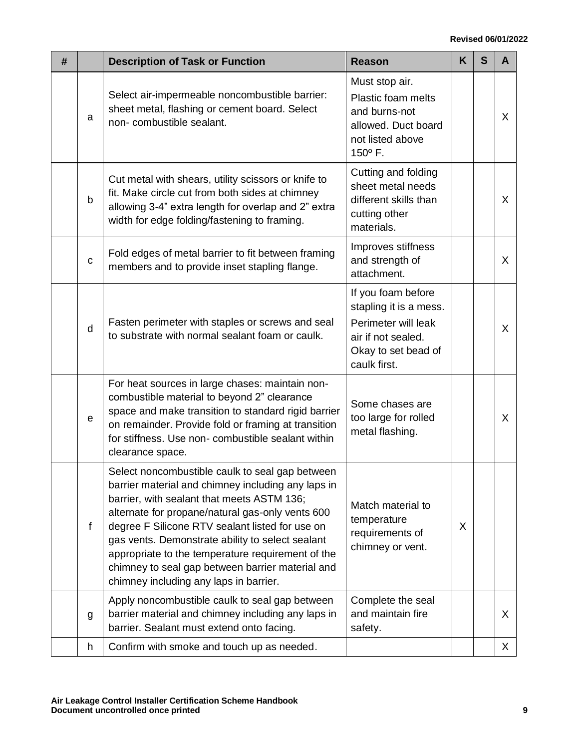Revised 06/01/2022

| # | | Description of Task or Function | Reason | K | S | A |
|---|---|---|---|---|---|---|
| | a | Select air-impermeable noncombustible barrier: sheet metal, flashing or cement board. Select non- combustible sealant. | Must stop air. Plastic foam melts and burns-not allowed. Duct board not listed above 150º F. | | | X |
| | b | Cut metal with shears, utility scissors or knife to fit. Make circle cut from both sides at chimney allowing 3-4" extra length for overlap and 2" extra width for edge folding/fastening to framing. | Cutting and folding sheet metal needs different skills than cutting other materials. | | | X |
| | c | Fold edges of metal barrier to fit between framing members and to provide inset stapling flange. | Improves stiffness and strength of attachment. | | | X |
| | d | Fasten perimeter with staples or screws and seal to substrate with normal sealant foam or caulk. | If you foam before stapling it is a mess. Perimeter will leak air if not sealed. Okay to set bead of caulk first. | | | X |
| | e | For heat sources in large chases: maintain non-combustible material to beyond 2" clearance space and make transition to standard rigid barrier on remainder. Provide fold or framing at transition for stiffness. Use non- combustible sealant within clearance space. | Some chases are too large for rolled metal flashing. | | | X |
| | f | Select noncombustible caulk to seal gap between barrier material and chimney including any laps in barrier, with sealant that meets ASTM 136; alternate for propane/natural gas-only vents 600 degree F Silicone RTV sealant listed for use on gas vents. Demonstrate ability to select sealant appropriate to the temperature requirement of the chimney to seal gap between barrier material and chimney including any laps in barrier. | Match material to temperature requirements of chimney or vent. | X | | |
| | g | Apply noncombustible caulk to seal gap between barrier material and chimney including any laps in barrier. Sealant must extend onto facing. | Complete the seal and maintain fire safety. | | | X |
| | h | Confirm with smoke and touch up as needed. | | | | X |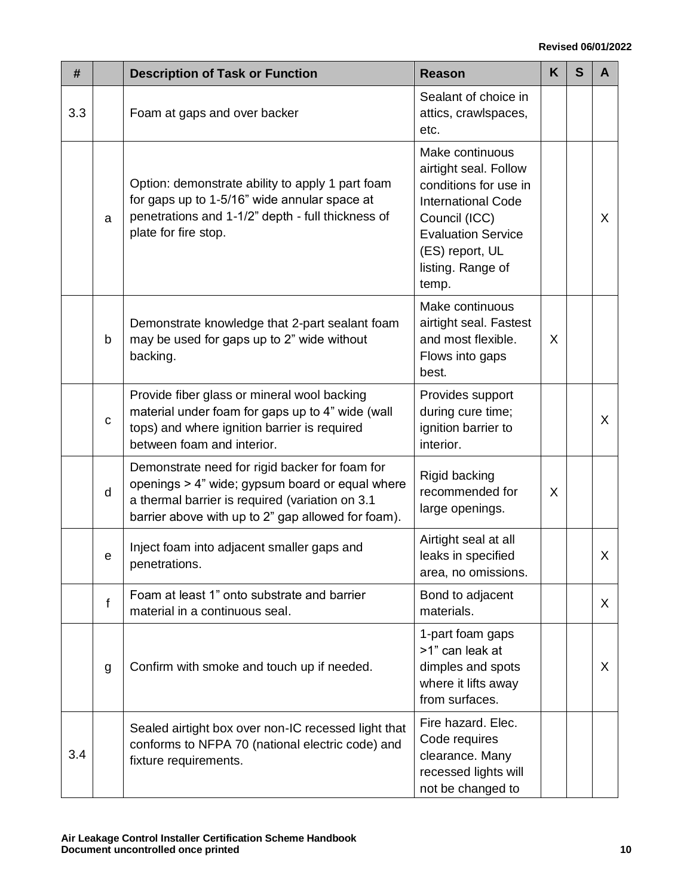| # | | Description of Task or Function | Reason | K | S | A |
|---|---|---|---|---|---|---|
| 3.3 | | Foam at gaps and over backer | Sealant of choice in attics, crawlspaces, etc. | | | |
| | a | Option: demonstrate ability to apply 1 part foam for gaps up to 1-5/16" wide annular space at penetrations and 1-1/2" depth - full thickness of plate for fire stop. | Make continuous airtight seal. Follow conditions for use in International Code Council (ICC) Evaluation Service (ES) report, UL listing. Range of temp. | | | X |
| | b | Demonstrate knowledge that 2-part sealant foam may be used for gaps up to 2" wide without backing. | Make continuous airtight seal. Fastest and most flexible. Flows into gaps best. | X | | |
| | c | Provide fiber glass or mineral wool backing material under foam for gaps up to 4" wide (wall tops) and where ignition barrier is required between foam and interior. | Provides support during cure time; ignition barrier to interior. | | | X |
| | d | Demonstrate need for rigid backer for foam for openings > 4" wide; gypsum board or equal where a thermal barrier is required (variation on 3.1 barrier above with up to 2" gap allowed for foam). | Rigid backing recommended for large openings. | X | | |
| | e | Inject foam into adjacent smaller gaps and penetrations. | Airtight seal at all leaks in specified area, no omissions. | | | X |
| | f | Foam at least 1" onto substrate and barrier material in a continuous seal. | Bond to adjacent materials. | | | X |
| | g | Confirm with smoke and touch up if needed. | 1-part foam gaps >1" can leak at dimples and spots where it lifts away from surfaces. | | | X |
| 3.4 | | Sealed airtight box over non-IC recessed light that conforms to NFPA 70 (national electric code) and fixture requirements. | Fire hazard. Elec. Code requires clearance. Many recessed lights will not be changed to | | | |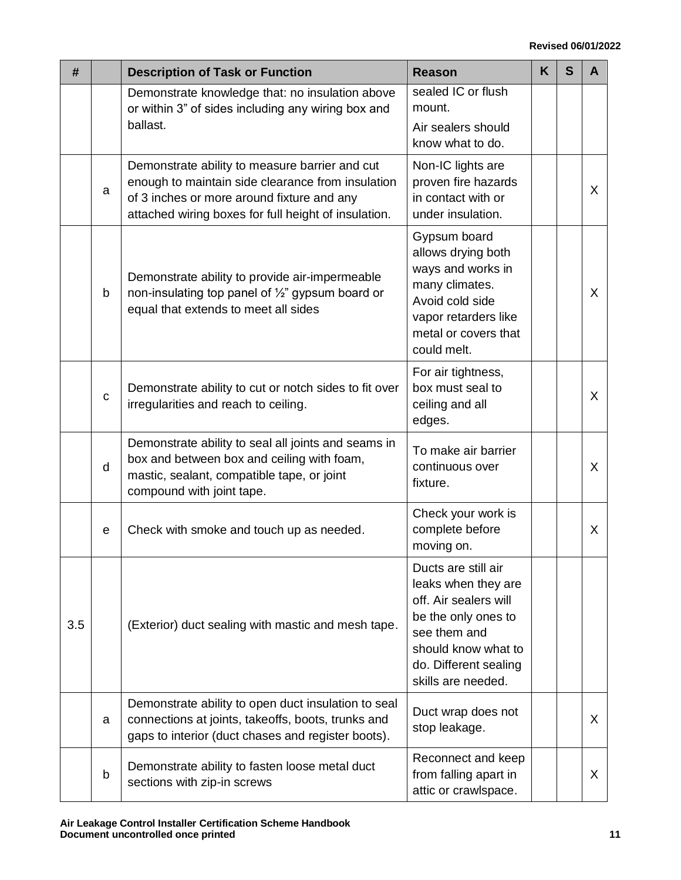| # | | Description of Task or Function | Reason | K | S | A |
|---|---|---|---|---|---|---|
| | | Demonstrate knowledge that: no insulation above or within 3" of sides including any wiring box and ballast. | sealed IC or flush mount. Air sealers should know what to do. | | | |
| | a | Demonstrate ability to measure barrier and cut enough to maintain side clearance from insulation of 3 inches or more around fixture and any attached wiring boxes for full height of insulation. | Non-IC lights are proven fire hazards in contact with or under insulation. | | | X |
| | b | Demonstrate ability to provide air-impermeable non-insulating top panel of ½" gypsum board or equal that extends to meet all sides | Gypsum board allows drying both ways and works in many climates. Avoid cold side vapor retarders like metal or covers that could melt. | | | X |
| | c | Demonstrate ability to cut or notch sides to fit over irregularities and reach to ceiling. | For air tightness, box must seal to ceiling and all edges. | | | X |
| | d | Demonstrate ability to seal all joints and seams in box and between box and ceiling with foam, mastic, sealant, compatible tape, or joint compound with joint tape. | To make air barrier continuous over fixture. | | | X |
| | e | Check with smoke and touch up as needed. | Check your work is complete before moving on. | | | X |
| 3.5 | | (Exterior) duct sealing with mastic and mesh tape. | Ducts are still air leaks when they are off. Air sealers will be the only ones to see them and should know what to do. Different sealing skills are needed. | | | |
| | a | Demonstrate ability to open duct insulation to seal connections at joints, takeoffs, boots, trunks and gaps to interior (duct chases and register boots). | Duct wrap does not stop leakage. | | | X |
| | b | Demonstrate ability to fasten loose metal duct sections with zip-in screws | Reconnect and keep from falling apart in attic or crawlspace. | | | X |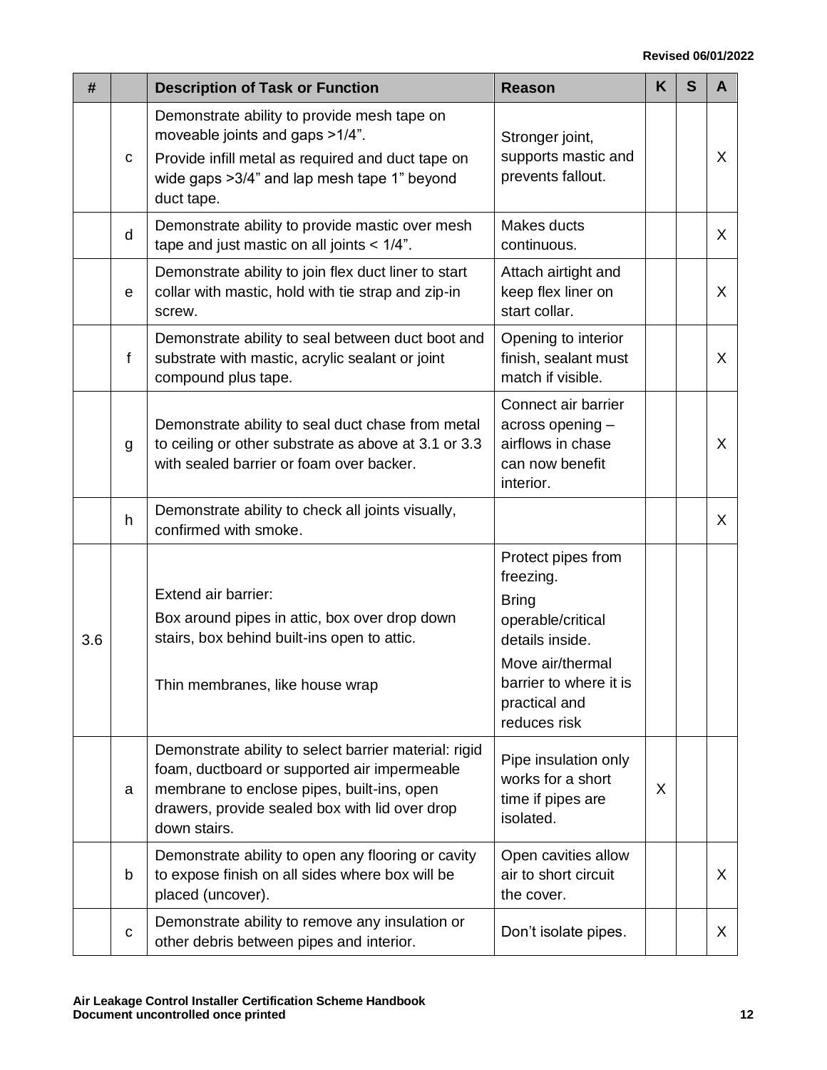Revised 06/01/2022

| # | | Description of Task or Function | Reason | K | S | A |
|---|---|---|---|---|---|---|
| | c | Demonstrate ability to provide mesh tape on moveable joints and gaps >1/4". Provide infill metal as required and duct tape on wide gaps >3/4" and lap mesh tape 1" beyond duct tape. | Stronger joint, supports mastic and prevents fallout. | | | X |
| | d | Demonstrate ability to provide mastic over mesh tape and just mastic on all joints < 1/4". | Makes ducts continuous. | | | X |
| | e | Demonstrate ability to join flex duct liner to start collar with mastic, hold with tie strap and zip-in screw. | Attach airtight and keep flex liner on start collar. | | | X |
| | f | Demonstrate ability to seal between duct boot and substrate with mastic, acrylic sealant or joint compound plus tape. | Opening to interior finish, sealant must match if visible. | | | X |
| | g | Demonstrate ability to seal duct chase from metal to ceiling or other substrate as above at 3.1 or 3.3 with sealed barrier or foam over backer. | Connect air barrier across opening – airflows in chase can now benefit interior. | | | X |
| | h | Demonstrate ability to check all joints visually, confirmed with smoke. | | | | X |
| 3.6 | | Extend air barrier: Box around pipes in attic, box over drop down stairs, box behind built-ins open to attic. Thin membranes, like house wrap | Protect pipes from freezing. Bring operable/critical details inside. Move air/thermal barrier to where it is practical and reduces risk | | | |
| | a | Demonstrate ability to select barrier material: rigid foam, ductboard or supported air impermeable membrane to enclose pipes, built-ins, open drawers, provide sealed box with lid over drop down stairs. | Pipe insulation only works for a short time if pipes are isolated. | X | | |
| | b | Demonstrate ability to open any flooring or cavity to expose finish on all sides where box will be placed (uncover). | Open cavities allow air to short circuit the cover. | | | X |
| | c | Demonstrate ability to remove any insulation or other debris between pipes and interior. | Don't isolate pipes. | | | X |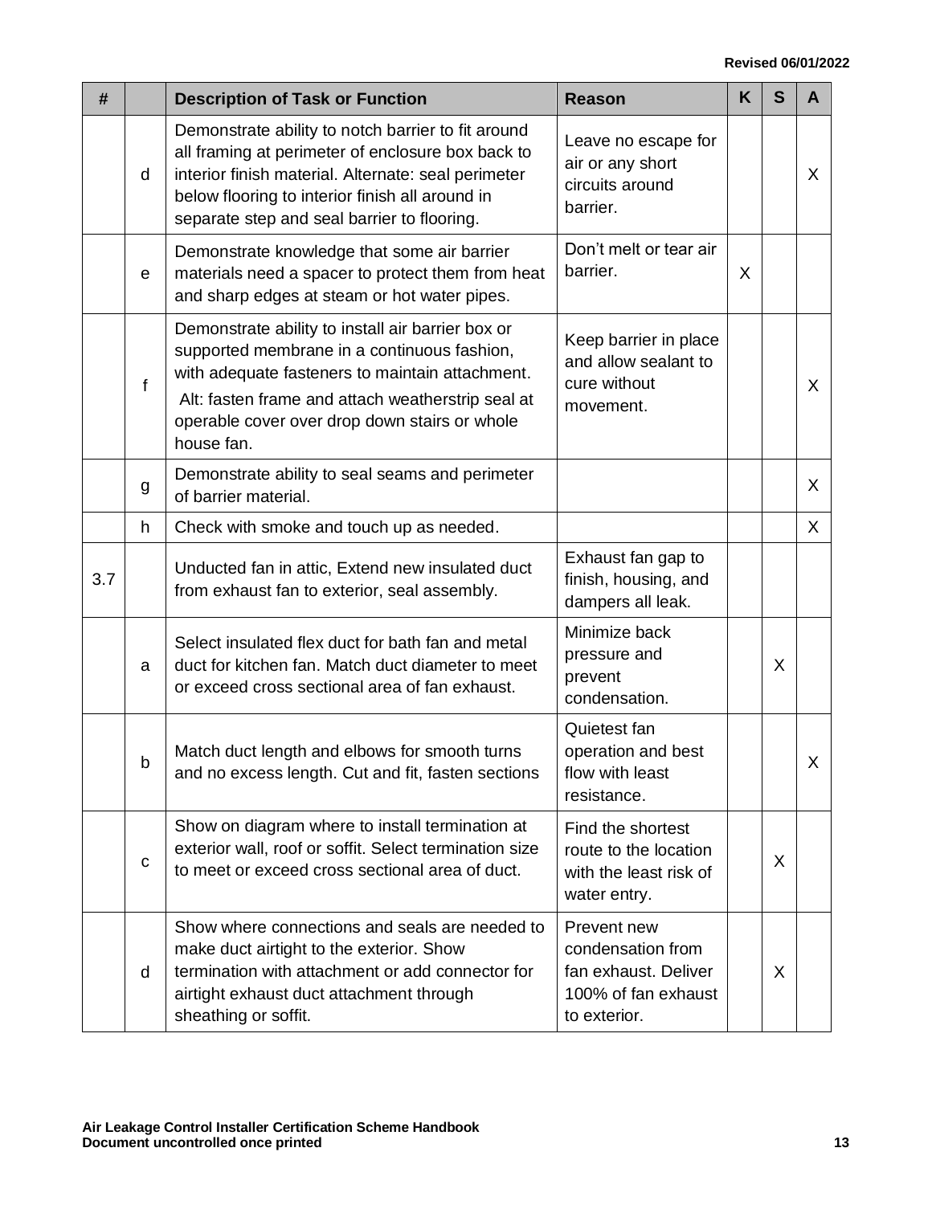Revised 06/01/2022

| # | | Description of Task or Function | Reason | K | S | A |
|---|---|---|---|---|---|---|
| | d | Demonstrate ability to notch barrier to fit around all framing at perimeter of enclosure box back to interior finish material. Alternate: seal perimeter below flooring to interior finish all around in separate step and seal barrier to flooring. | Leave no escape for air or any short circuits around barrier. | | | X |
| | e | Demonstrate knowledge that some air barrier materials need a spacer to protect them from heat and sharp edges at steam or hot water pipes. | Don't melt or tear air barrier. | X | | |
| | f | Demonstrate ability to install air barrier box or supported membrane in a continuous fashion, with adequate fasteners to maintain attachment. Alt: fasten frame and attach weatherstrip seal at operable cover over drop down stairs or whole house fan. | Keep barrier in place and allow sealant to cure without movement. | | | X |
| | g | Demonstrate ability to seal seams and perimeter of barrier material. | | | | X |
| | h | Check with smoke and touch up as needed. | | | | X |
| 3.7 | | Unducted fan in attic, Extend new insulated duct from exhaust fan to exterior, seal assembly. | Exhaust fan gap to finish, housing, and dampers all leak. | | | |
| | a | Select insulated flex duct for bath fan and metal duct for kitchen fan. Match duct diameter to meet or exceed cross sectional area of fan exhaust. | Minimize back pressure and prevent condensation. | | X | |
| | b | Match duct length and elbows for smooth turns and no excess length. Cut and fit, fasten sections | Quietest fan operation and best flow with least resistance. | | | X |
| | c | Show on diagram where to install termination at exterior wall, roof or soffit. Select termination size to meet or exceed cross sectional area of duct. | Find the shortest route to the location with the least risk of water entry. | | X | |
| | d | Show where connections and seals are needed to make duct airtight to the exterior. Show termination with attachment or add connector for airtight exhaust duct attachment through sheathing or soffit. | Prevent new condensation from fan exhaust. Deliver 100% of fan exhaust to exterior. | | X | |

Air Leakage Control Installer Certification Scheme Handbook
Document uncontrolled once printed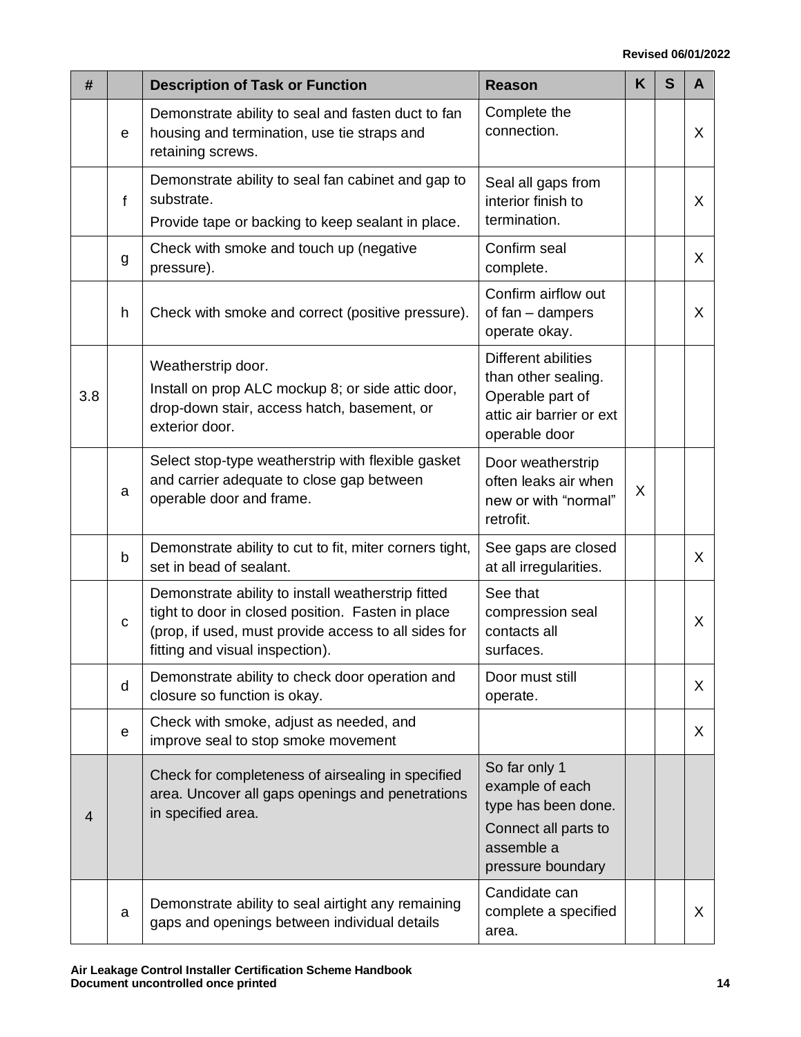| # | | Description of Task or Function | Reason | K | S | A |
|---|---|---|---|---|---|---|
| | e | Demonstrate ability to seal and fasten duct to fan housing and termination, use tie straps and retaining screws. | Complete the connection. | | | X |
| | f | Demonstrate ability to seal fan cabinet and gap to substrate.<br>Provide tape or backing to keep sealant in place. | Seal all gaps from interior finish to termination. | | | X |
| | g | Check with smoke and touch up (negative pressure). | Confirm seal complete. | | | X |
| | h | Check with smoke and correct (positive pressure). | Confirm airflow out of fan – dampers operate okay. | | | X |
| 3.8 | | Weatherstrip door.<br>Install on prop ALC mockup 8; or side attic door, drop-down stair, access hatch, basement, or exterior door. | Different abilities than other sealing. Operable part of attic air barrier or ext operable door | | | |
| | a | Select stop-type weatherstrip with flexible gasket and carrier adequate to close gap between operable door and frame. | Door weatherstrip often leaks air when new or with "normal" retrofit. | X | | |
| | b | Demonstrate ability to cut to fit, miter corners tight, set in bead of sealant. | See gaps are closed at all irregularities. | | | X |
| | c | Demonstrate ability to install weatherstrip fitted tight to door in closed position. Fasten in place (prop, if used, must provide access to all sides for fitting and visual inspection). | See that compression seal contacts all surfaces. | | | X |
| | d | Demonstrate ability to check door operation and closure so function is okay. | Door must still operate. | | | X |
| | e | Check with smoke, adjust as needed, and improve seal to stop smoke movement | | | | X |
| 4 | | Check for completeness of airsealing in specified area. Uncover all gaps openings and penetrations in specified area. | So far only 1 example of each type has been done.<br>Connect all parts to assemble a pressure boundary | | | |
| | a | Demonstrate ability to seal airtight any remaining gaps and openings between individual details | Candidate can complete a specified area. | | | X |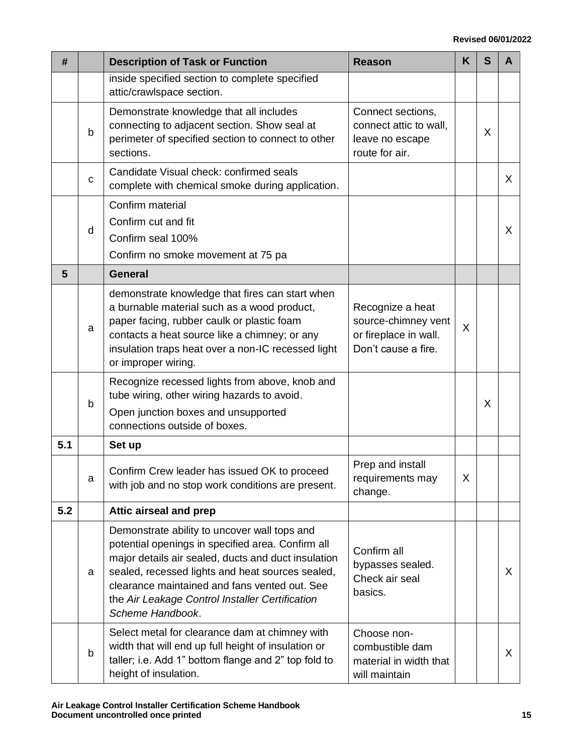| # | | Description of Task or Function | Reason | K | S | A |
|---|---|---|---|---|---|---|
| | | inside specified section to complete specified attic/crawlspace section. | | | | |
| | b | Demonstrate knowledge that all includes connecting to adjacent section. Show seal at perimeter of specified section to connect to other sections. | Connect sections, connect attic to wall, leave no escape route for air. | | X | |
| | c | Candidate Visual check: confirmed seals complete with chemical smoke during application. | | | | X |
| | d | Confirm material<br>Confirm cut and fit<br>Confirm seal 100%<br>Confirm no smoke movement at 75 pa | | | | X |
| **5** | | **General** | | | | |
| | a | demonstrate knowledge that fires can start when a burnable material such as a wood product, paper facing, rubber caulk or plastic foam contacts a heat source like a chimney; or any insulation traps heat over a non-IC recessed light or improper wiring. | Recognize a heat source-chimney vent or fireplace in wall. Don't cause a fire. | X | | |
| | b | Recognize recessed lights from above, knob and tube wiring, other wiring hazards to avoid.<br>Open junction boxes and unsupported connections outside of boxes. | | | X | |
| **5.1** | | **Set up** | | | | |
| | a | Confirm Crew leader has issued OK to proceed with job and no stop work conditions are present. | Prep and install requirements may change. | X | | |
| **5.2** | | **Attic airseal and prep** | | | | |
| | a | Demonstrate ability to uncover wall tops and potential openings in specified area. Confirm all major details air sealed, ducts and duct insulation sealed, recessed lights and heat sources sealed, clearance maintained and fans vented out. See the *Air Leakage Control Installer Certification Scheme Handbook*. | Confirm all bypasses sealed. Check air seal basics. | | | X |
| | b | Select metal for clearance dam at chimney with width that will end up full height of insulation or taller; i.e. Add 1" bottom flange and 2" top fold to height of insulation. | Choose non-combustible dam material in width that will maintain | | | X |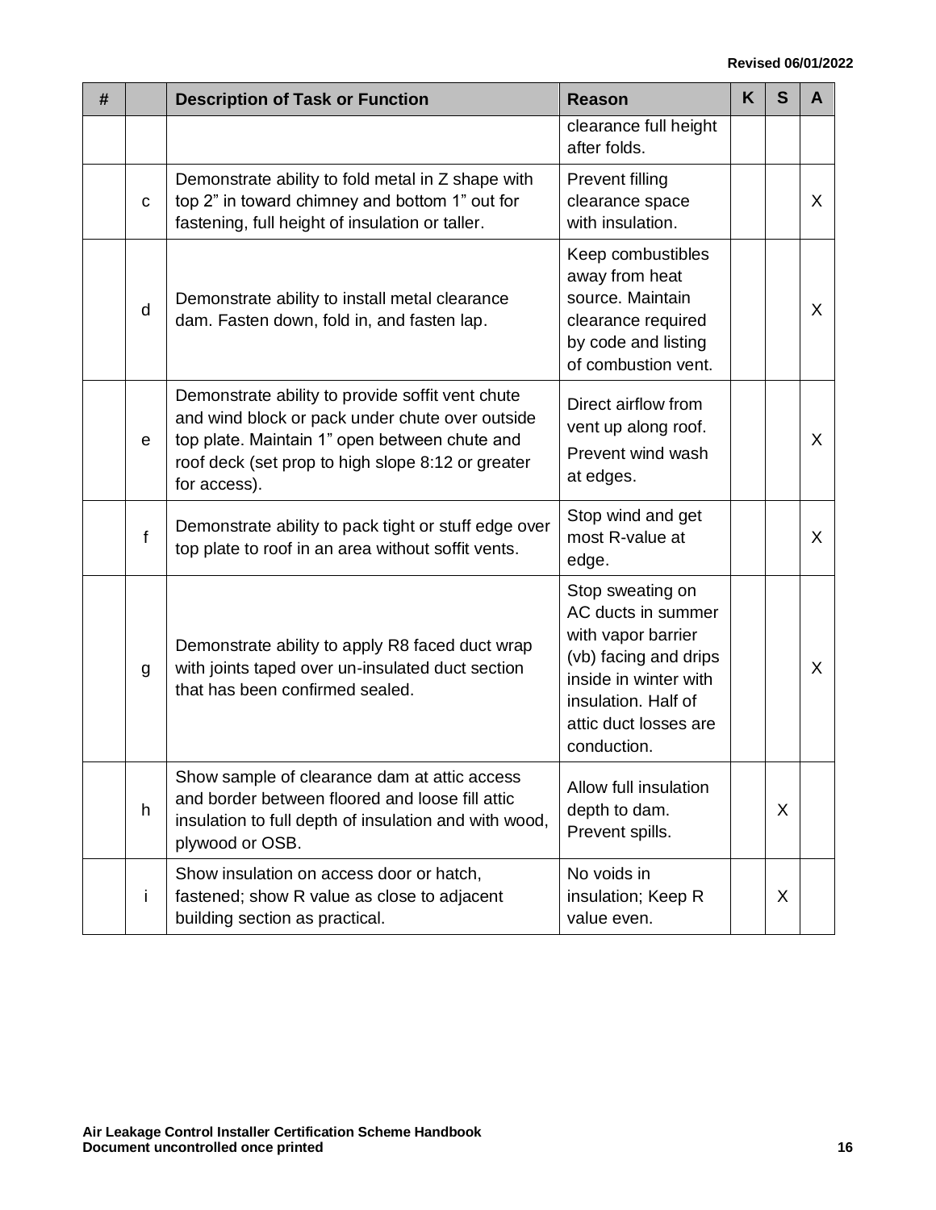| # | | Description of Task or Function | Reason | K | S | A |
|---|---|---|---|---|---|---|
| | | | clearance full height after folds. | | | |
| | c | Demonstrate ability to fold metal in Z shape with top 2” in toward chimney and bottom 1” out for fastening, full height of insulation or taller. | Prevent filling clearance space with insulation. | | | X |
| | d | Demonstrate ability to install metal clearance dam. Fasten down, fold in, and fasten lap. | Keep combustibles away from heat source. Maintain clearance required by code and listing of combustion vent. | | | X |
| | e | Demonstrate ability to provide soffit vent chute and wind block or pack under chute over outside top plate. Maintain 1” open between chute and roof deck (set prop to high slope 8:12 or greater for access). | Direct airflow from vent up along roof. Prevent wind wash at edges. | | | X |
| | f | Demonstrate ability to pack tight or stuff edge over top plate to roof in an area without soffit vents. | Stop wind and get most R-value at edge. | | | X |
| | g | Demonstrate ability to apply R8 faced duct wrap with joints taped over un-insulated duct section that has been confirmed sealed. | Stop sweating on AC ducts in summer with vapor barrier (vb) facing and drips inside in winter with insulation. Half of attic duct losses are conduction. | | | X |
| | h | Show sample of clearance dam at attic access and border between floored and loose fill attic insulation to full depth of insulation and with wood, plywood or OSB. | Allow full insulation depth to dam. Prevent spills. | | X | |
| | i | Show insulation on access door or hatch, fastened; show R value as close to adjacent building section as practical. | No voids in insulation; Keep R value even. | | X | |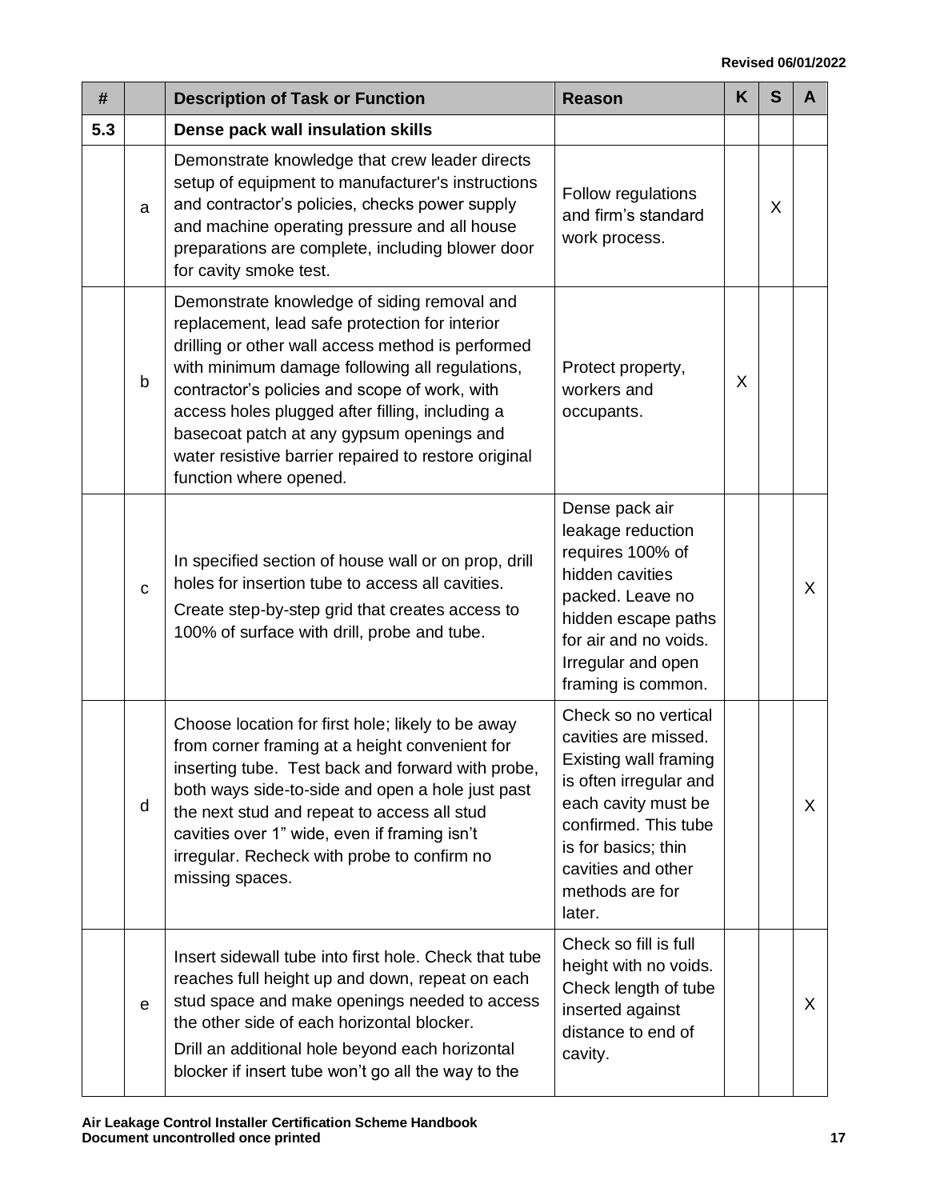| # | | Description of Task or Function | Reason | K | S | A |
|---|---|---|---|---|---|---|
| 5.3 | | **Dense pack wall insulation skills** | | | | |
| | a | Demonstrate knowledge that crew leader directs setup of equipment to manufacturer's instructions and contractor's policies, checks power supply and machine operating pressure and all house preparations are complete, including blower door for cavity smoke test. | Follow regulations and firm's standard work process. | | X | |
| | b | Demonstrate knowledge of siding removal and replacement, lead safe protection for interior drilling or other wall access method is performed with minimum damage following all regulations, contractor's policies and scope of work, with access holes plugged after filling, including a basecoat patch at any gypsum openings and water resistive barrier repaired to restore original function where opened. | Protect property, workers and occupants. | X | | |
| | c | In specified section of house wall or on prop, drill holes for insertion tube to access all cavities. Create step-by-step grid that creates access to 100% of surface with drill, probe and tube. | Dense pack air leakage reduction requires 100% of hidden cavities packed. Leave no hidden escape paths for air and no voids. Irregular and open framing is common. | | | X |
| | d | Choose location for first hole; likely to be away from corner framing at a height convenient for inserting tube. Test back and forward with probe, both ways side-to-side and open a hole just past the next stud and repeat to access all stud cavities over 1" wide, even if framing isn't irregular. Recheck with probe to confirm no missing spaces. | Check so no vertical cavities are missed. Existing wall framing is often irregular and each cavity must be confirmed. This tube is for basics; thin cavities and other methods are for later. | | | X |
| | e | Insert sidewall tube into first hole. Check that tube reaches full height up and down, repeat on each stud space and make openings needed to access the other side of each horizontal blocker. Drill an additional hole beyond each horizontal blocker if insert tube won't go all the way to the | Check so fill is full height with no voids. Check length of tube inserted against distance to end of cavity. | | | X |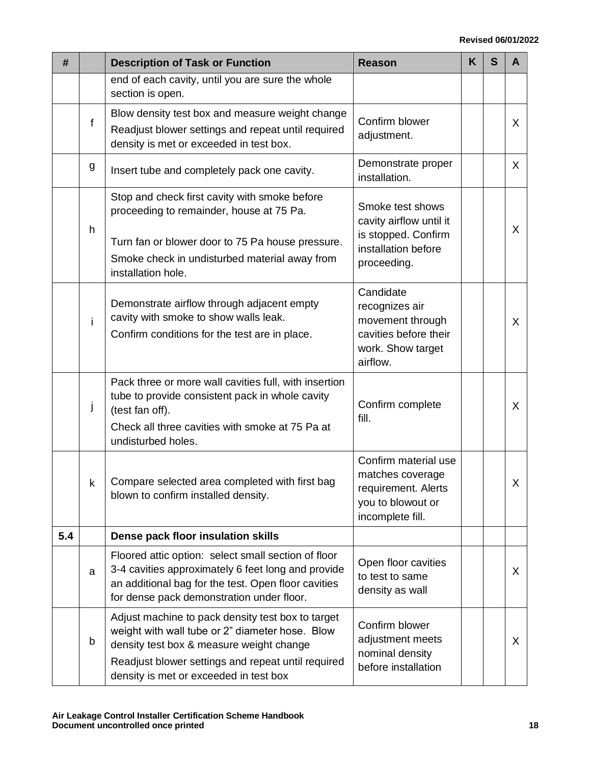| # | | Description of Task or Function | Reason | K | S | A |
|---|---|---|---|---|---|---|
| | | end of each cavity, until you are sure the whole section is open. | | | | |
| | f | Blow density test box and measure weight change<br>Readjust blower settings and repeat until required density is met or exceeded in test box. | Confirm blower adjustment. | | | X |
| | g | Insert tube and completely pack one cavity. | Demonstrate proper installation. | | | X |
| | h | Stop and check first cavity with smoke before proceeding to remainder, house at 75 Pa.<br><br>Turn fan or blower door to 75 Pa house pressure.<br>Smoke check in undisturbed material away from installation hole. | Smoke test shows cavity airflow until it is stopped. Confirm installation before proceeding. | | | X |
| | i | Demonstrate airflow through adjacent empty cavity with smoke to show walls leak.<br>Confirm conditions for the test are in place. | Candidate recognizes air movement through cavities before their work. Show target airflow. | | | X |
| | j | Pack three or more wall cavities full, with insertion tube to provide consistent pack in whole cavity (test fan off).<br>Check all three cavities with smoke at 75 Pa at undisturbed holes. | Confirm complete fill. | | | X |
| | k | Compare selected area completed with first bag blown to confirm installed density. | Confirm material use matches coverage requirement. Alerts you to blowout or incomplete fill. | | | X |
| **5.4** | | **Dense pack floor insulation skills** | | | | |
| | a | Floored attic option: select small section of floor 3-4 cavities approximately 6 feet long and provide an additional bag for the test. Open floor cavities for dense pack demonstration under floor. | Open floor cavities to test to same density as wall | | | X |
| | b | Adjust machine to pack density test box to target weight with wall tube or 2" diameter hose. Blow density test box & measure weight change<br>Readjust blower settings and repeat until required density is met or exceeded in test box | Confirm blower adjustment meets nominal density before installation | | | X |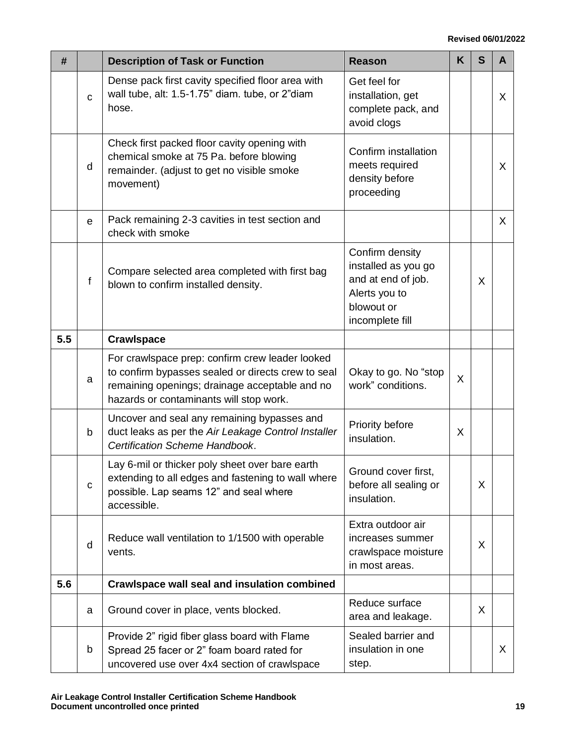| # | | Description of Task or Function | Reason | K | S | A |
|---|---|---|---|---|---|---|
| | c | Dense pack first cavity specified floor area with wall tube, alt: 1.5-1.75" diam. tube, or 2"diam hose. | Get feel for installation, get complete pack, and avoid clogs | | | X |
| | d | Check first packed floor cavity opening with chemical smoke at 75 Pa. before blowing remainder. (adjust to get no visible smoke movement) | Confirm installation meets required density before proceeding | | | X |
| | e | Pack remaining 2-3 cavities in test section and check with smoke | | | | X |
| | f | Compare selected area completed with first bag blown to confirm installed density. | Confirm density installed as you go and at end of job. Alerts you to blowout or incomplete fill | | X | |
| **5.5** | | **Crawlspace** | | | | |
| | a | For crawlspace prep: confirm crew leader looked to confirm bypasses sealed or directs crew to seal remaining openings; drainage acceptable and no hazards or contaminants will stop work. | Okay to go. No "stop work" conditions. | X | | |
| | b | Uncover and seal any remaining bypasses and duct leaks as per the *Air Leakage Control Installer Certification Scheme Handbook*. | Priority before insulation. | X | | |
| | c | Lay 6-mil or thicker poly sheet over bare earth extending to all edges and fastening to wall where possible. Lap seams 12" and seal where accessible. | Ground cover first, before all sealing or insulation. | | X | |
| | d | Reduce wall ventilation to 1/1500 with operable vents. | Extra outdoor air increases summer crawlspace moisture in most areas. | | X | |
| **5.6** | | **Crawlspace wall seal and insulation combined** | | | | |
| | a | Ground cover in place, vents blocked. | Reduce surface area and leakage. | | X | |
| | b | Provide 2" rigid fiber glass board with Flame Spread 25 facer or 2" foam board rated for uncovered use over 4x4 section of crawlspace | Sealed barrier and insulation in one step. | | | X |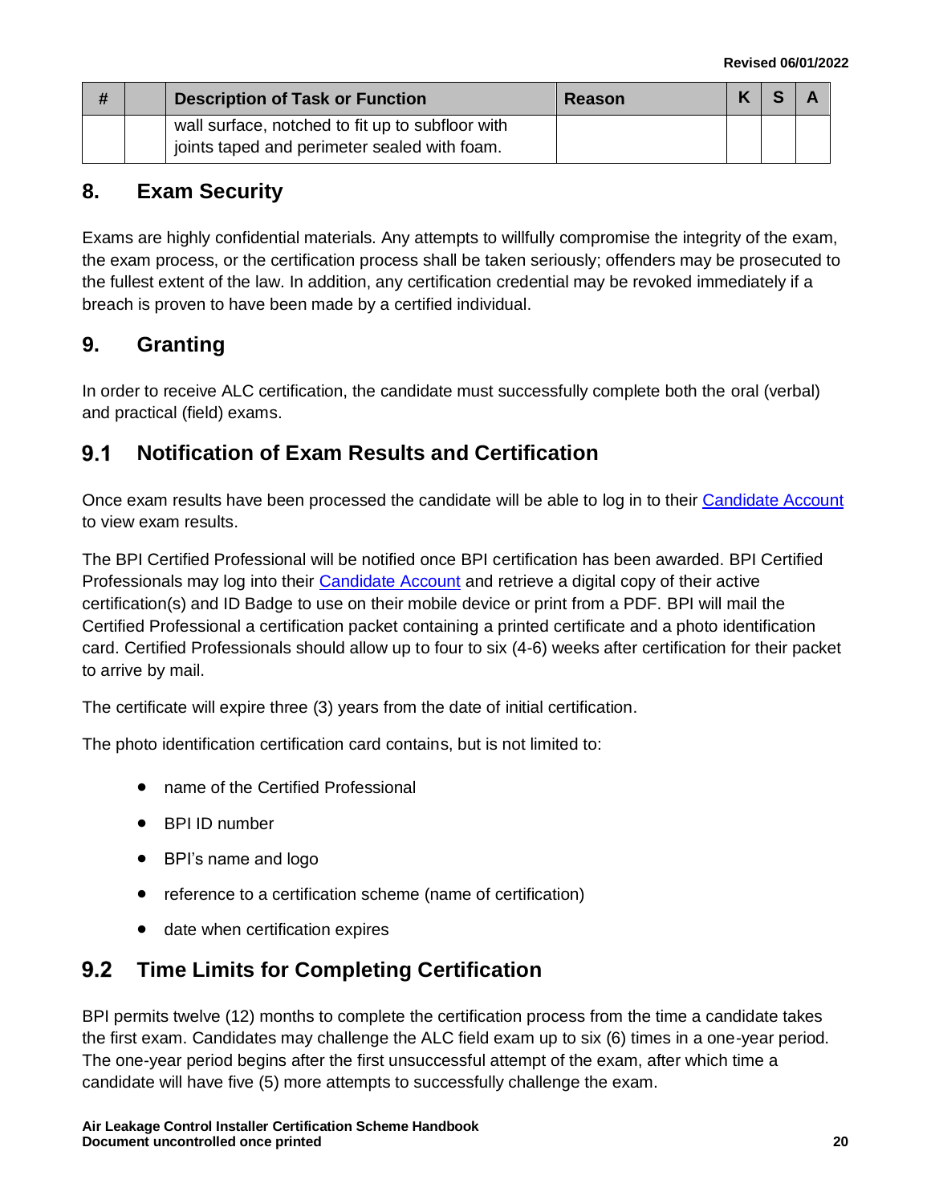| # | | Description of Task or Function | Reason | K | S | A |
|---|---|---|---|---|---|---|
| | | wall surface, notched to fit up to subfloor with joints taped and perimeter sealed with foam. | | | | |

## 8. Exam Security

Exams are highly confidential materials. Any attempts to willfully compromise the integrity of the exam, the exam process, or the certification process shall be taken seriously; offenders may be prosecuted to the fullest extent of the law. In addition, any certification credential may be revoked immediately if a breach is proven to have been made by a certified individual.

## 9. Granting

In order to receive ALC certification, the candidate must successfully complete both the oral (verbal) and practical (field) exams.

### 9.1 Notification of Exam Results and Certification

Once exam results have been processed the candidate will be able to log in to their Candidate Account to view exam results.

The BPI Certified Professional will be notified once BPI certification has been awarded. BPI Certified Professionals may log into their Candidate Account and retrieve a digital copy of their active certification(s) and ID Badge to use on their mobile device or print from a PDF. BPI will mail the Certified Professional a certification packet containing a printed certificate and a photo identification card. Certified Professionals should allow up to four to six (4-6) weeks after certification for their packet to arrive by mail.

The certificate will expire three (3) years from the date of initial certification.

The photo identification certification card contains, but is not limited to:

- name of the Certified Professional
- BPI ID number
- BPI's name and logo
- reference to a certification scheme (name of certification)
- date when certification expires

### 9.2 Time Limits for Completing Certification

BPI permits twelve (12) months to complete the certification process from the time a candidate takes the first exam. Candidates may challenge the ALC field exam up to six (6) times in a one-year period. The one-year period begins after the first unsuccessful attempt of the exam, after which time a candidate will have five (5) more attempts to successfully challenge the exam.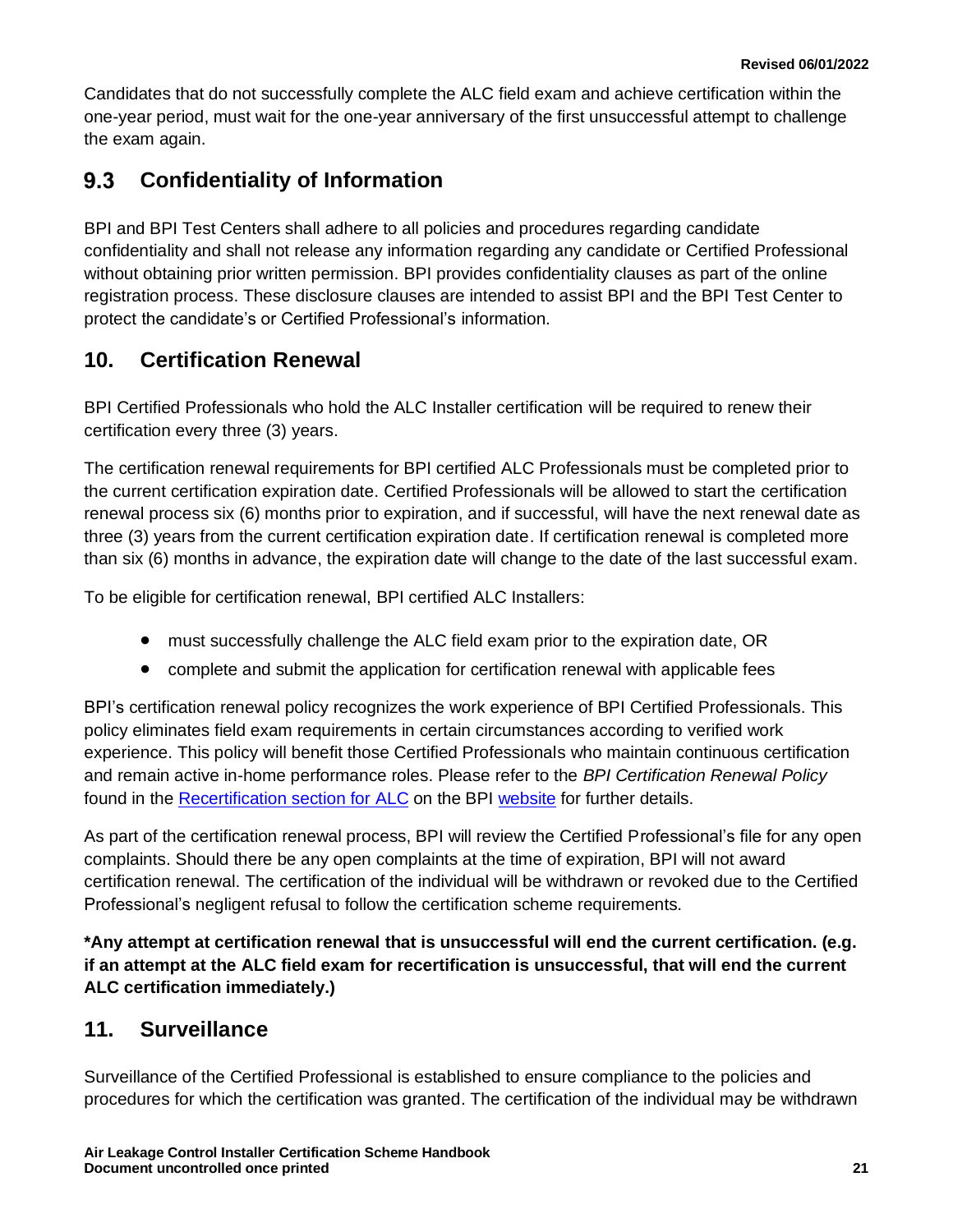Candidates that do not successfully complete the ALC field exam and achieve certification within the one-year period, must wait for the one-year anniversary of the first unsuccessful attempt to challenge the exam again.

### 9.3 Confidentiality of Information

BPI and BPI Test Centers shall adhere to all policies and procedures regarding candidate confidentiality and shall not release any information regarding any candidate or Certified Professional without obtaining prior written permission. BPI provides confidentiality clauses as part of the online registration process. These disclosure clauses are intended to assist BPI and the BPI Test Center to protect the candidate's or Certified Professional's information.

## 10. Certification Renewal

BPI Certified Professionals who hold the ALC Installer certification will be required to renew their certification every three (3) years.

The certification renewal requirements for BPI certified ALC Professionals must be completed prior to the current certification expiration date. Certified Professionals will be allowed to start the certification renewal process six (6) months prior to expiration, and if successful, will have the next renewal date as three (3) years from the current certification expiration date. If certification renewal is completed more than six (6) months in advance, the expiration date will change to the date of the last successful exam.

To be eligible for certification renewal, BPI certified ALC Installers:

- must successfully challenge the ALC field exam prior to the expiration date, OR
- complete and submit the application for certification renewal with applicable fees

BPI's certification renewal policy recognizes the work experience of BPI Certified Professionals. This policy eliminates field exam requirements in certain circumstances according to verified work experience. This policy will benefit those Certified Professionals who maintain continuous certification and remain active in-home performance roles. Please refer to the *BPI Certification Renewal Policy* found in the [Recertification section for ALC] on the BPI [website] for further details.

As part of the certification renewal process, BPI will review the Certified Professional's file for any open complaints. Should there be any open complaints at the time of expiration, BPI will not award certification renewal. The certification of the individual will be withdrawn or revoked due to the Certified Professional's negligent refusal to follow the certification scheme requirements.

**\*Any attempt at certification renewal that is unsuccessful will end the current certification. (e.g. if an attempt at the ALC field exam for recertification is unsuccessful, that will end the current ALC certification immediately.)**

## 11. Surveillance

Surveillance of the Certified Professional is established to ensure compliance to the policies and procedures for which the certification was granted. The certification of the individual may be withdrawn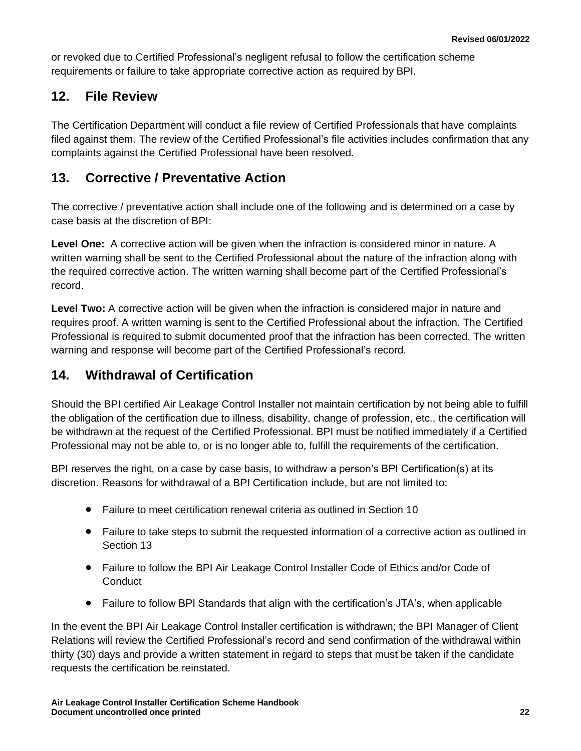or revoked due to Certified Professional's negligent refusal to follow the certification scheme requirements or failure to take appropriate corrective action as required by BPI.

## 12. File Review

The Certification Department will conduct a file review of Certified Professionals that have complaints filed against them. The review of the Certified Professional's file activities includes confirmation that any complaints against the Certified Professional have been resolved.

## 13. Corrective / Preventative Action

The corrective / preventative action shall include one of the following and is determined on a case by case basis at the discretion of BPI:

**Level One:** A corrective action will be given when the infraction is considered minor in nature. A written warning shall be sent to the Certified Professional about the nature of the infraction along with the required corrective action. The written warning shall become part of the Certified Professional's record.

**Level Two:** A corrective action will be given when the infraction is considered major in nature and requires proof. A written warning is sent to the Certified Professional about the infraction. The Certified Professional is required to submit documented proof that the infraction has been corrected. The written warning and response will become part of the Certified Professional's record.

## 14. Withdrawal of Certification

Should the BPI certified Air Leakage Control Installer not maintain certification by not being able to fulfill the obligation of the certification due to illness, disability, change of profession, etc., the certification will be withdrawn at the request of the Certified Professional. BPI must be notified immediately if a Certified Professional may not be able to, or is no longer able to, fulfill the requirements of the certification.

BPI reserves the right, on a case by case basis, to withdraw a person's BPI Certification(s) at its discretion. Reasons for withdrawal of a BPI Certification include, but are not limited to:

- Failure to meet certification renewal criteria as outlined in Section 10
- Failure to take steps to submit the requested information of a corrective action as outlined in Section 13
- Failure to follow the BPI Air Leakage Control Installer Code of Ethics and/or Code of Conduct
- Failure to follow BPI Standards that align with the certification's JTA's, when applicable

In the event the BPI Air Leakage Control Installer certification is withdrawn; the BPI Manager of Client Relations will review the Certified Professional's record and send confirmation of the withdrawal within thirty (30) days and provide a written statement in regard to steps that must be taken if the candidate requests the certification be reinstated.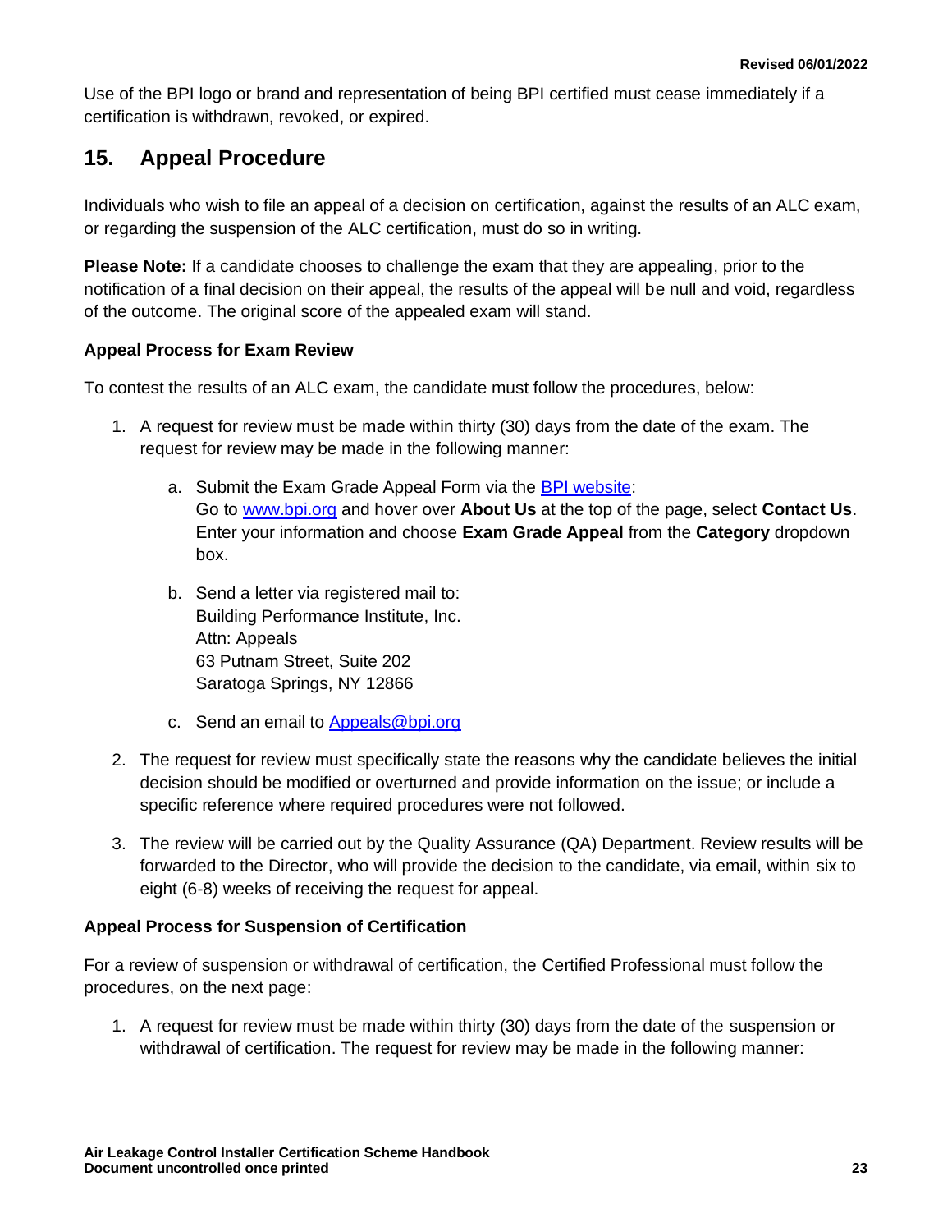Use of the BPI logo or brand and representation of being BPI certified must cease immediately if a certification is withdrawn, revoked, or expired.

## 15. Appeal Procedure

Individuals who wish to file an appeal of a decision on certification, against the results of an ALC exam, or regarding the suspension of the ALC certification, must do so in writing.

**Please Note:** If a candidate chooses to challenge the exam that they are appealing, prior to the notification of a final decision on their appeal, the results of the appeal will be null and void, regardless of the outcome. The original score of the appealed exam will stand.

### Appeal Process for Exam Review

To contest the results of an ALC exam, the candidate must follow the procedures, below:

1. A request for review must be made within thirty (30) days from the date of the exam. The request for review may be made in the following manner:
   a. Submit the Exam Grade Appeal Form via the [BPI website](www.bpi.org):
      Go to [www.bpi.org](www.bpi.org) and hover over **About Us** at the top of the page, select **Contact Us**. Enter your information and choose **Exam Grade Appeal** from the **Category** dropdown box.
   b. Send a letter via registered mail to:
      Building Performance Institute, Inc.
      Attn: Appeals
      63 Putnam Street, Suite 202
      Saratoga Springs, NY 12866
   c. Send an email to [Appeals@bpi.org](mailto:Appeals@bpi.org)
2. The request for review must specifically state the reasons why the candidate believes the initial decision should be modified or overturned and provide information on the issue; or include a specific reference where required procedures were not followed.
3. The review will be carried out by the Quality Assurance (QA) Department. Review results will be forwarded to the Director, who will provide the decision to the candidate, via email, within six to eight (6-8) weeks of receiving the request for appeal.

### Appeal Process for Suspension of Certification

For a review of suspension or withdrawal of certification, the Certified Professional must follow the procedures, on the next page:

1. A request for review must be made within thirty (30) days from the date of the suspension or withdrawal of certification. The request for review may be made in the following manner: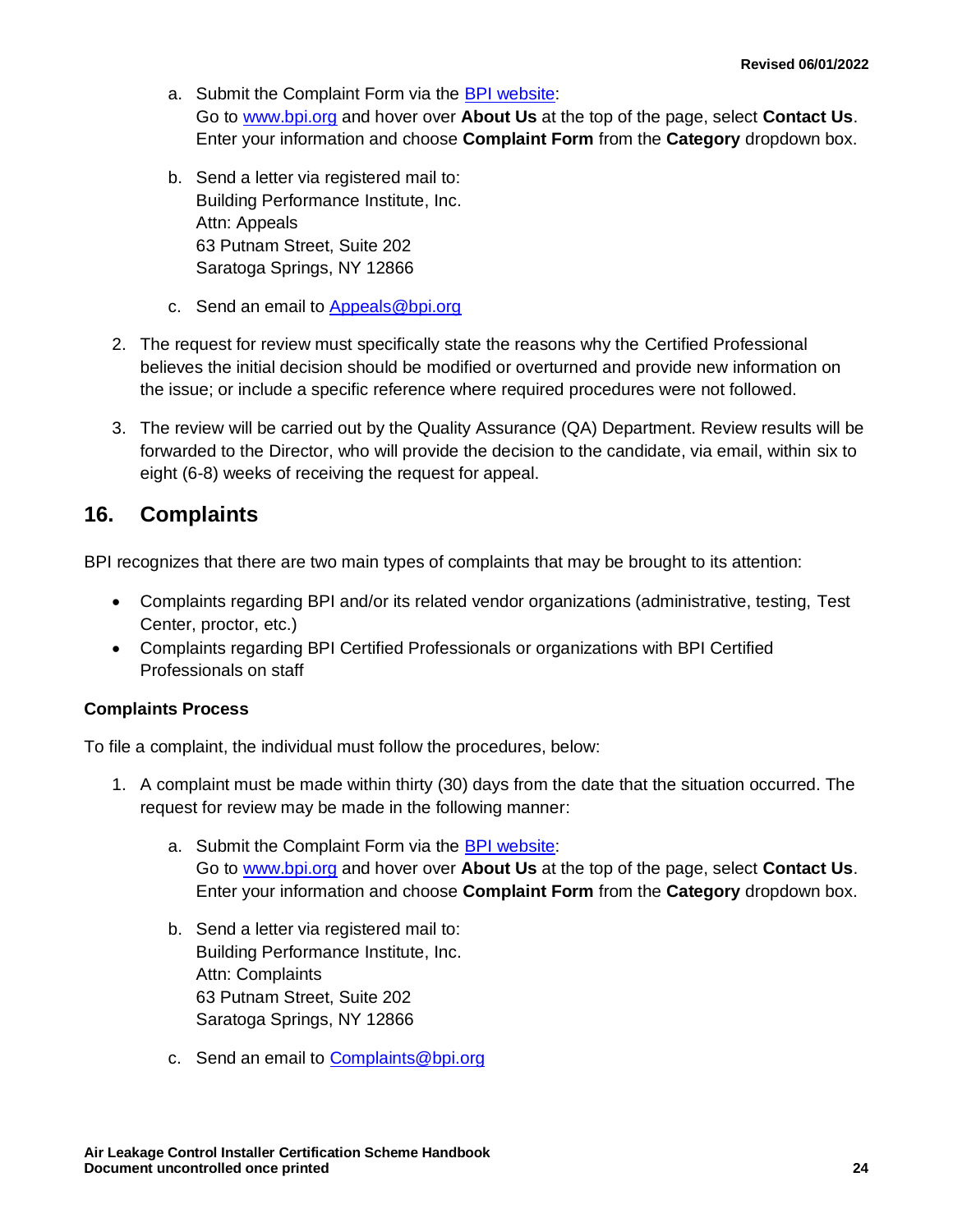a. Submit the Complaint Form via the [BPI website](www.bpi.org):
      Go to [www.bpi.org](www.bpi.org) and hover over **About Us** at the top of the page, select **Contact Us**. Enter your information and choose **Complaint Form** from the **Category** dropdown box.

   b. Send a letter via registered mail to:
      Building Performance Institute, Inc.
      Attn: Appeals
      63 Putnam Street, Suite 202
      Saratoga Springs, NY 12866

   c. Send an email to [Appeals@bpi.org](mailto:Appeals@bpi.org)

2. The request for review must specifically state the reasons why the Certified Professional believes the initial decision should be modified or overturned and provide new information on the issue; or include a specific reference where required procedures were not followed.

3. The review will be carried out by the Quality Assurance (QA) Department. Review results will be forwarded to the Director, who will provide the decision to the candidate, via email, within six to eight (6-8) weeks of receiving the request for appeal.

## 16. Complaints

BPI recognizes that there are two main types of complaints that may be brought to its attention:

- Complaints regarding BPI and/or its related vendor organizations (administrative, testing, Test Center, proctor, etc.)
- Complaints regarding BPI Certified Professionals or organizations with BPI Certified Professionals on staff

**Complaints Process**

To file a complaint, the individual must follow the procedures, below:

1. A complaint must be made within thirty (30) days from the date that the situation occurred. The request for review may be made in the following manner:

   a. Submit the Complaint Form via the [BPI website](www.bpi.org):
      Go to [www.bpi.org](www.bpi.org) and hover over **About Us** at the top of the page, select **Contact Us**. Enter your information and choose **Complaint Form** from the **Category** dropdown box.

   b. Send a letter via registered mail to:
      Building Performance Institute, Inc.
      Attn: Complaints
      63 Putnam Street, Suite 202
      Saratoga Springs, NY 12866

   c. Send an email to [Complaints@bpi.org](mailto:Complaints@bpi.org)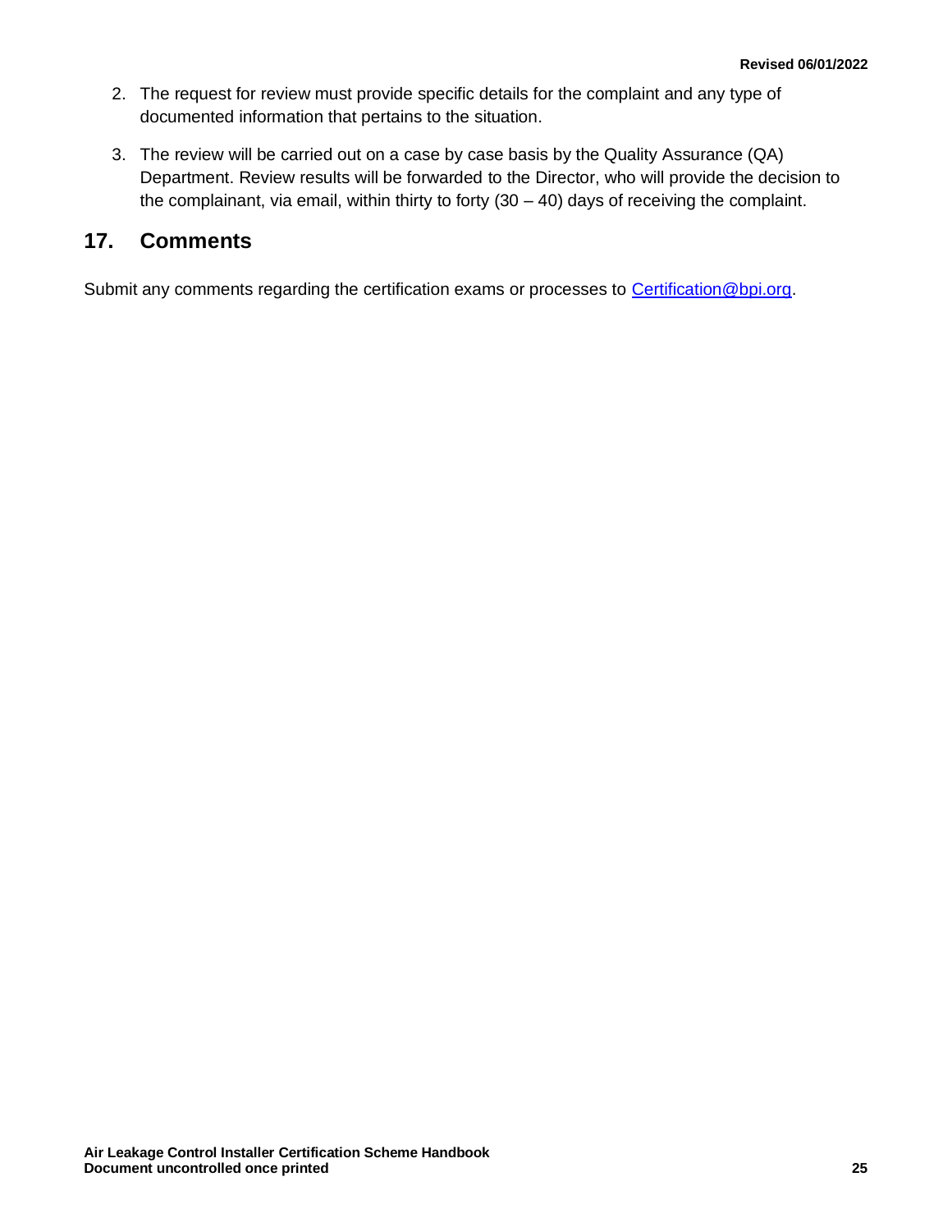2. The request for review must provide specific details for the complaint and any type of documented information that pertains to the situation.

3. The review will be carried out on a case by case basis by the Quality Assurance (QA) Department. Review results will be forwarded to the Director, who will provide the decision to the complainant, via email, within thirty to forty (30 – 40) days of receiving the complaint.

## 17. Comments

Submit any comments regarding the certification exams or processes to Certification@bpi.org.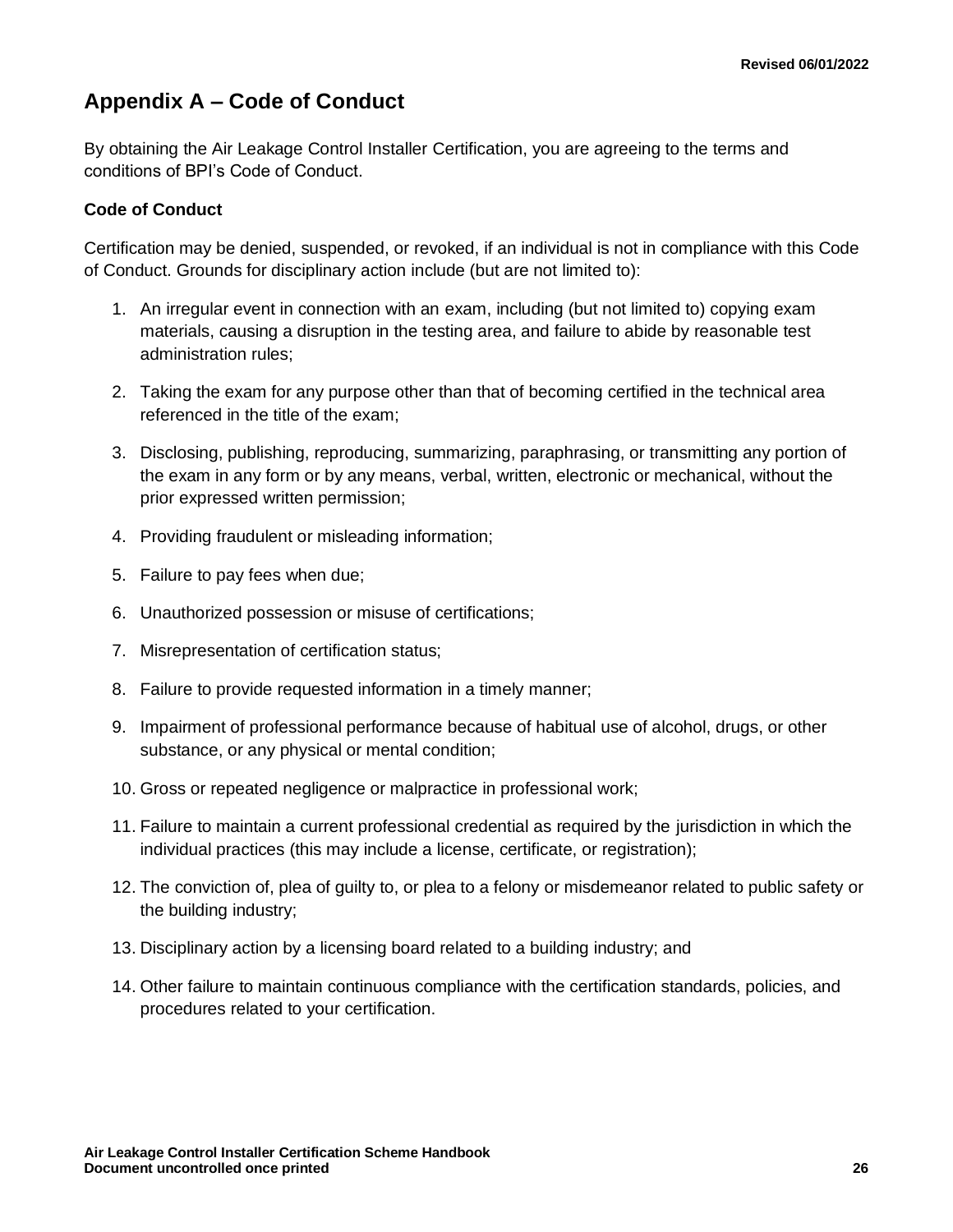## Appendix A – Code of Conduct

By obtaining the Air Leakage Control Installer Certification, you are agreeing to the terms and conditions of BPI's Code of Conduct.

### Code of Conduct

Certification may be denied, suspended, or revoked, if an individual is not in compliance with this Code of Conduct. Grounds for disciplinary action include (but are not limited to):

1. An irregular event in connection with an exam, including (but not limited to) copying exam materials, causing a disruption in the testing area, and failure to abide by reasonable test administration rules;
2. Taking the exam for any purpose other than that of becoming certified in the technical area referenced in the title of the exam;
3. Disclosing, publishing, reproducing, summarizing, paraphrasing, or transmitting any portion of the exam in any form or by any means, verbal, written, electronic or mechanical, without the prior expressed written permission;
4. Providing fraudulent or misleading information;
5. Failure to pay fees when due;
6. Unauthorized possession or misuse of certifications;
7. Misrepresentation of certification status;
8. Failure to provide requested information in a timely manner;
9. Impairment of professional performance because of habitual use of alcohol, drugs, or other substance, or any physical or mental condition;
10. Gross or repeated negligence or malpractice in professional work;
11. Failure to maintain a current professional credential as required by the jurisdiction in which the individual practices (this may include a license, certificate, or registration);
12. The conviction of, plea of guilty to, or plea to a felony or misdemeanor related to public safety or the building industry;
13. Disciplinary action by a licensing board related to a building industry; and
14. Other failure to maintain continuous compliance with the certification standards, policies, and procedures related to your certification.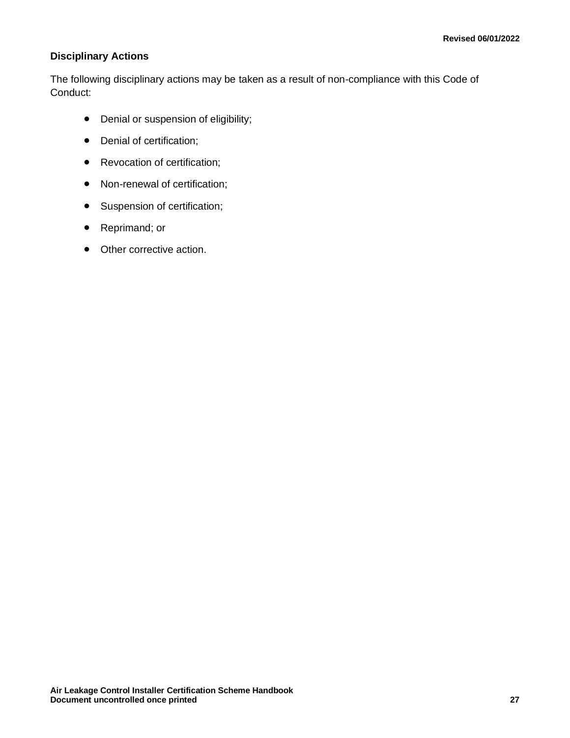### Disciplinary Actions

The following disciplinary actions may be taken as a result of non-compliance with this Code of Conduct:

- Denial or suspension of eligibility;
- Denial of certification;
- Revocation of certification;
- Non-renewal of certification;
- Suspension of certification;
- Reprimand; or
- Other corrective action.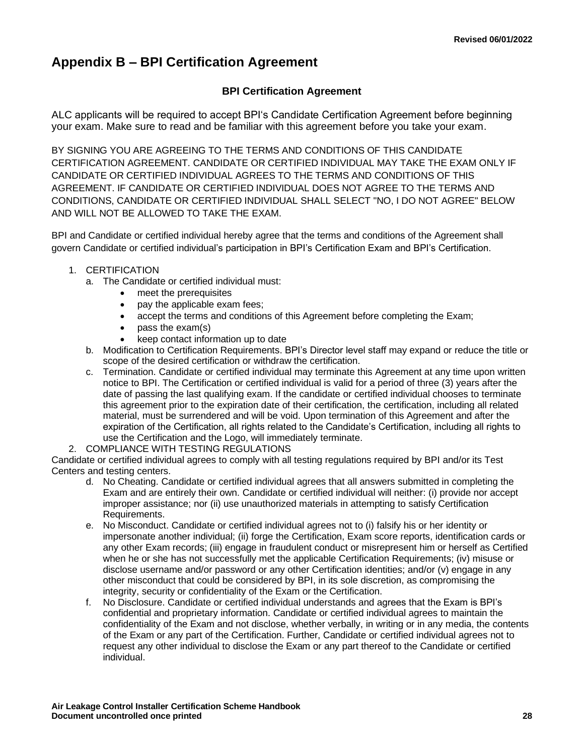# Appendix B – BPI Certification Agreement

### BPI Certification Agreement

ALC applicants will be required to accept BPI's Candidate Certification Agreement before beginning your exam. Make sure to read and be familiar with this agreement before you take your exam.

BY SIGNING YOU ARE AGREEING TO THE TERMS AND CONDITIONS OF THIS CANDIDATE CERTIFICATION AGREEMENT. CANDIDATE OR CERTIFIED INDIVIDUAL MAY TAKE THE EXAM ONLY IF CANDIDATE OR CERTIFIED INDIVIDUAL AGREES TO THE TERMS AND CONDITIONS OF THIS AGREEMENT. IF CANDIDATE OR CERTIFIED INDIVIDUAL DOES NOT AGREE TO THE TERMS AND CONDITIONS, CANDIDATE OR CERTIFIED INDIVIDUAL SHALL SELECT "NO, I DO NOT AGREE" BELOW AND WILL NOT BE ALLOWED TO TAKE THE EXAM.

BPI and Candidate or certified individual hereby agree that the terms and conditions of the Agreement shall govern Candidate or certified individual's participation in BPI's Certification Exam and BPI's Certification.

1. CERTIFICATION
   a. The Candidate or certified individual must:
      - meet the prerequisites
      - pay the applicable exam fees;
      - accept the terms and conditions of this Agreement before completing the Exam;
      - pass the exam(s)
      - keep contact information up to date
   b. Modification to Certification Requirements. BPI's Director level staff may expand or reduce the title or scope of the desired certification or withdraw the certification.
   c. Termination. Candidate or certified individual may terminate this Agreement at any time upon written notice to BPI. The Certification or certified individual is valid for a period of three (3) years after the date of passing the last qualifying exam. If the candidate or certified individual chooses to terminate this agreement prior to the expiration date of their certification, the certification, including all related material, must be surrendered and will be void. Upon termination of this Agreement and after the expiration of the Certification, all rights related to the Candidate's Certification, including all rights to use the Certification and the Logo, will immediately terminate.
2. COMPLIANCE WITH TESTING REGULATIONS

Candidate or certified individual agrees to comply with all testing regulations required by BPI and/or its Test Centers and testing centers.

   d. No Cheating. Candidate or certified individual agrees that all answers submitted in completing the Exam and are entirely their own. Candidate or certified individual will neither: (i) provide nor accept improper assistance; nor (ii) use unauthorized materials in attempting to satisfy Certification Requirements.
   e. No Misconduct. Candidate or certified individual agrees not to (i) falsify his or her identity or impersonate another individual; (ii) forge the Certification, Exam score reports, identification cards or any other Exam records; (iii) engage in fraudulent conduct or misrepresent him or herself as Certified when he or she has not successfully met the applicable Certification Requirements; (iv) misuse or disclose username and/or password or any other Certification identities; and/or (v) engage in any other misconduct that could be considered by BPI, in its sole discretion, as compromising the integrity, security or confidentiality of the Exam or the Certification.
   f. No Disclosure. Candidate or certified individual understands and agrees that the Exam is BPI's confidential and proprietary information. Candidate or certified individual agrees to maintain the confidentiality of the Exam and not disclose, whether verbally, in writing or in any media, the contents of the Exam or any part of the Certification. Further, Candidate or certified individual agrees not to request any other individual to disclose the Exam or any part thereof to the Candidate or certified individual.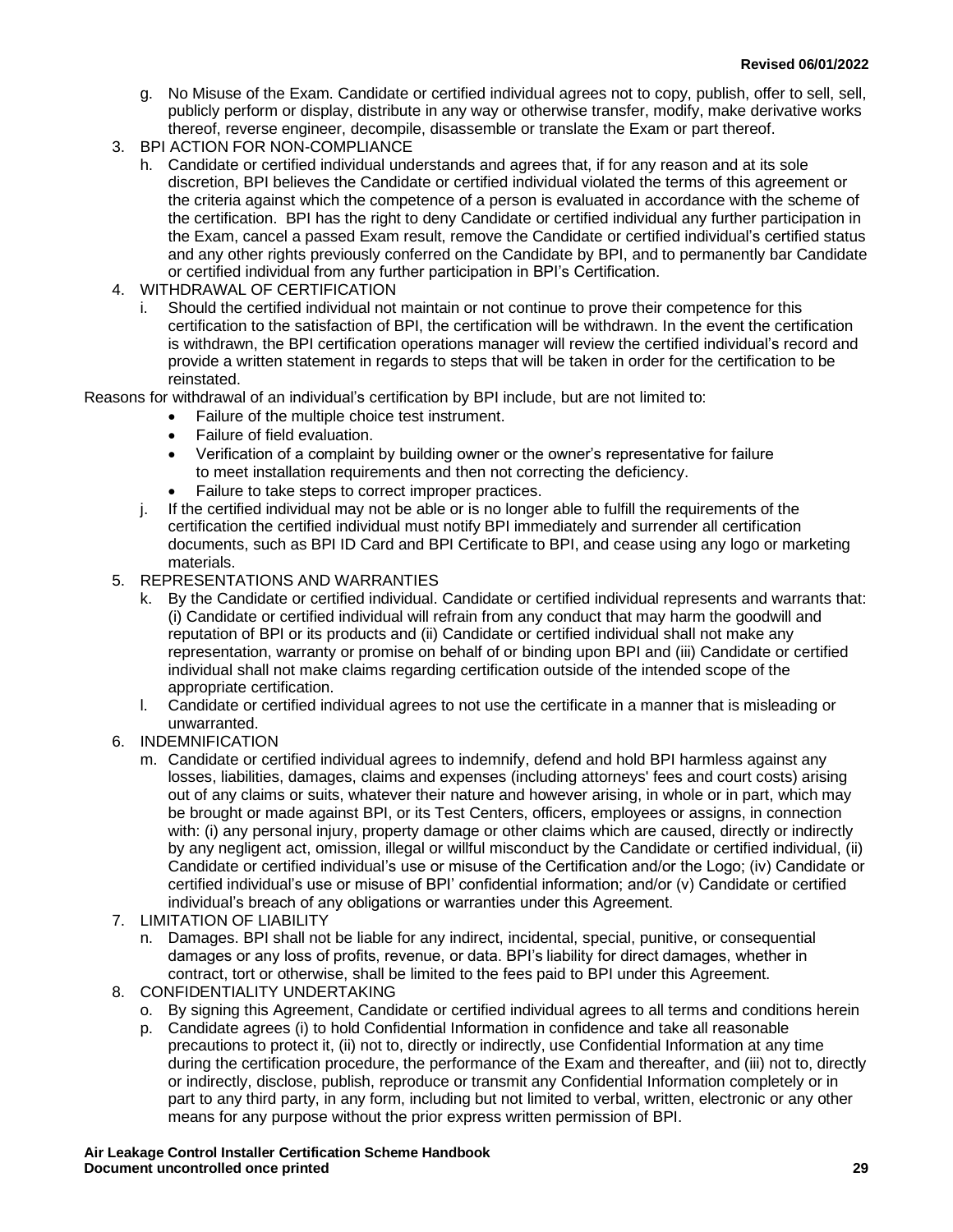g. No Misuse of the Exam. Candidate or certified individual agrees not to copy, publish, offer to sell, sell, publicly perform or display, distribute in any way or otherwise transfer, modify, make derivative works thereof, reverse engineer, decompile, disassemble or translate the Exam or part thereof.

3. BPI ACTION FOR NON-COMPLIANCE

h. Candidate or certified individual understands and agrees that, if for any reason and at its sole discretion, BPI believes the Candidate or certified individual violated the terms of this agreement or the criteria against which the competence of a person is evaluated in accordance with the scheme of the certification. BPI has the right to deny Candidate or certified individual any further participation in the Exam, cancel a passed Exam result, remove the Candidate or certified individual's certified status and any other rights previously conferred on the Candidate by BPI, and to permanently bar Candidate or certified individual from any further participation in BPI's Certification.

4. WITHDRAWAL OF CERTIFICATION

i. Should the certified individual not maintain or not continue to prove their competence for this certification to the satisfaction of BPI, the certification will be withdrawn. In the event the certification is withdrawn, the BPI certification operations manager will review the certified individual's record and provide a written statement in regards to steps that will be taken in order for the certification to be reinstated.

Reasons for withdrawal of an individual's certification by BPI include, but are not limited to:

- Failure of the multiple choice test instrument.
- Failure of field evaluation.
- Verification of a complaint by building owner or the owner's representative for failure to meet installation requirements and then not correcting the deficiency.
- Failure to take steps to correct improper practices.

j. If the certified individual may not be able or is no longer able to fulfill the requirements of the certification the certified individual must notify BPI immediately and surrender all certification documents, such as BPI ID Card and BPI Certificate to BPI, and cease using any logo or marketing materials.

5. REPRESENTATIONS AND WARRANTIES

k. By the Candidate or certified individual. Candidate or certified individual represents and warrants that: (i) Candidate or certified individual will refrain from any conduct that may harm the goodwill and reputation of BPI or its products and (ii) Candidate or certified individual shall not make any representation, warranty or promise on behalf of or binding upon BPI and (iii) Candidate or certified individual shall not make claims regarding certification outside of the intended scope of the appropriate certification.

l. Candidate or certified individual agrees to not use the certificate in a manner that is misleading or unwarranted.

6. INDEMNIFICATION

m. Candidate or certified individual agrees to indemnify, defend and hold BPI harmless against any losses, liabilities, damages, claims and expenses (including attorneys' fees and court costs) arising out of any claims or suits, whatever their nature and however arising, in whole or in part, which may be brought or made against BPI, or its Test Centers, officers, employees or assigns, in connection with: (i) any personal injury, property damage or other claims which are caused, directly or indirectly by any negligent act, omission, illegal or willful misconduct by the Candidate or certified individual, (ii) Candidate or certified individual's use or misuse of the Certification and/or the Logo; (iv) Candidate or certified individual's use or misuse of BPI' confidential information; and/or (v) Candidate or certified individual's breach of any obligations or warranties under this Agreement.

7. LIMITATION OF LIABILITY

n. Damages. BPI shall not be liable for any indirect, incidental, special, punitive, or consequential damages or any loss of profits, revenue, or data. BPI's liability for direct damages, whether in contract, tort or otherwise, shall be limited to the fees paid to BPI under this Agreement.

8. CONFIDENTIALITY UNDERTAKING

o. By signing this Agreement, Candidate or certified individual agrees to all terms and conditions herein

p. Candidate agrees (i) to hold Confidential Information in confidence and take all reasonable precautions to protect it, (ii) not to, directly or indirectly, use Confidential Information at any time during the certification procedure, the performance of the Exam and thereafter, and (iii) not to, directly or indirectly, disclose, publish, reproduce or transmit any Confidential Information completely or in part to any third party, in any form, including but not limited to verbal, written, electronic or any other means for any purpose without the prior express written permission of BPI.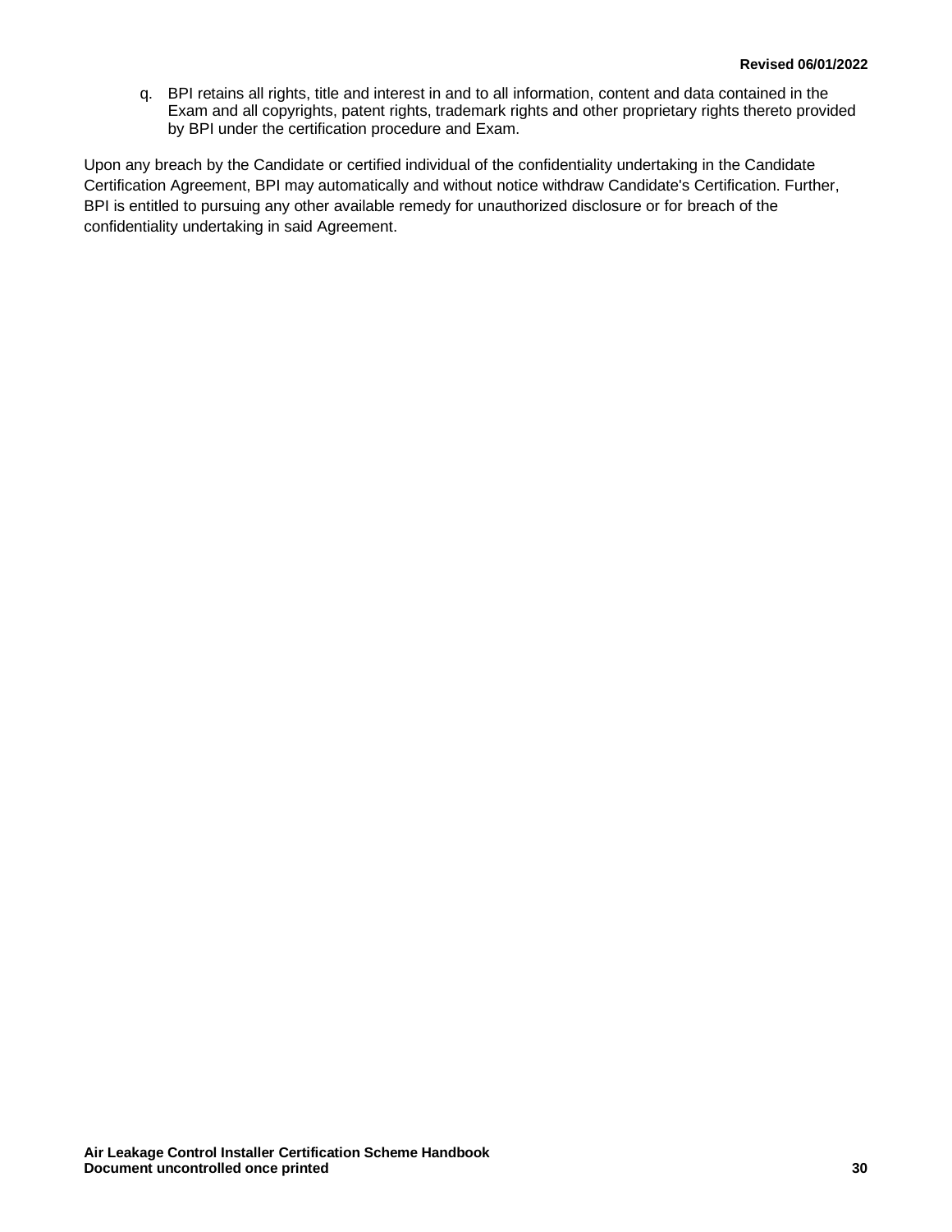q. BPI retains all rights, title and interest in and to all information, content and data contained in the Exam and all copyrights, patent rights, trademark rights and other proprietary rights thereto provided by BPI under the certification procedure and Exam.

Upon any breach by the Candidate or certified individual of the confidentiality undertaking in the Candidate Certification Agreement, BPI may automatically and without notice withdraw Candidate's Certification. Further, BPI is entitled to pursuing any other available remedy for unauthorized disclosure or for breach of the confidentiality undertaking in said Agreement.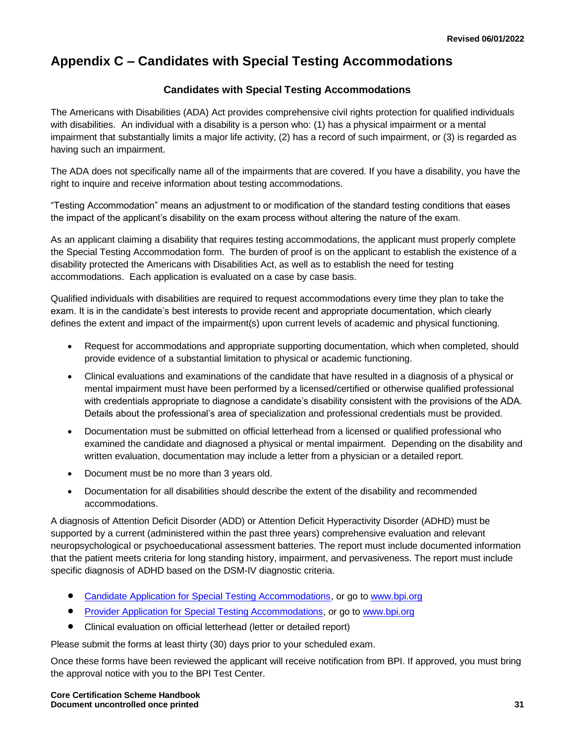# Appendix C – Candidates with Special Testing Accommodations

### Candidates with Special Testing Accommodations

The Americans with Disabilities (ADA) Act provides comprehensive civil rights protection for qualified individuals with disabilities. An individual with a disability is a person who: (1) has a physical impairment or a mental impairment that substantially limits a major life activity, (2) has a record of such impairment, or (3) is regarded as having such an impairment.

The ADA does not specifically name all of the impairments that are covered. If you have a disability, you have the right to inquire and receive information about testing accommodations.

"Testing Accommodation" means an adjustment to or modification of the standard testing conditions that eases the impact of the applicant's disability on the exam process without altering the nature of the exam.

As an applicant claiming a disability that requires testing accommodations, the applicant must properly complete the Special Testing Accommodation form. The burden of proof is on the applicant to establish the existence of a disability protected the Americans with Disabilities Act, as well as to establish the need for testing accommodations. Each application is evaluated on a case by case basis.

Qualified individuals with disabilities are required to request accommodations every time they plan to take the exam. It is in the candidate's best interests to provide recent and appropriate documentation, which clearly defines the extent and impact of the impairment(s) upon current levels of academic and physical functioning.

- Request for accommodations and appropriate supporting documentation, which when completed, should provide evidence of a substantial limitation to physical or academic functioning.
- Clinical evaluations and examinations of the candidate that have resulted in a diagnosis of a physical or mental impairment must have been performed by a licensed/certified or otherwise qualified professional with credentials appropriate to diagnose a candidate's disability consistent with the provisions of the ADA. Details about the professional's area of specialization and professional credentials must be provided.
- Documentation must be submitted on official letterhead from a licensed or qualified professional who examined the candidate and diagnosed a physical or mental impairment. Depending on the disability and written evaluation, documentation may include a letter from a physician or a detailed report.
- Document must be no more than 3 years old.
- Documentation for all disabilities should describe the extent of the disability and recommended accommodations.

A diagnosis of Attention Deficit Disorder (ADD) or Attention Deficit Hyperactivity Disorder (ADHD) must be supported by a current (administered within the past three years) comprehensive evaluation and relevant neuropsychological or psychoeducational assessment batteries. The report must include documented information that the patient meets criteria for long standing history, impairment, and pervasiveness. The report must include specific diagnosis of ADHD based on the DSM-IV diagnostic criteria.

- Candidate Application for Special Testing Accommodations, or go to www.bpi.org
- Provider Application for Special Testing Accommodations, or go to www.bpi.org
- Clinical evaluation on official letterhead (letter or detailed report)

Please submit the forms at least thirty (30) days prior to your scheduled exam.

Once these forms have been reviewed the applicant will receive notification from BPI. If approved, you must bring the approval notice with you to the BPI Test Center.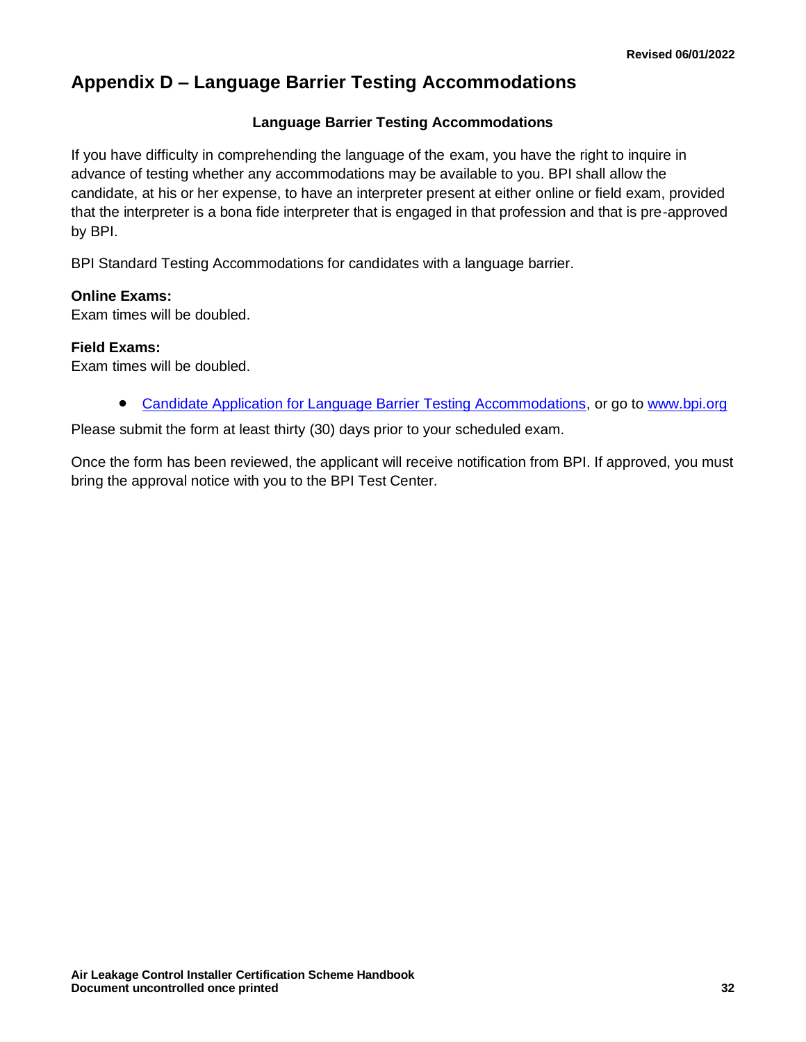# Appendix D – Language Barrier Testing Accommodations

**Language Barrier Testing Accommodations**

If you have difficulty in comprehending the language of the exam, you have the right to inquire in advance of testing whether any accommodations may be available to you. BPI shall allow the candidate, at his or her expense, to have an interpreter present at either online or field exam, provided that the interpreter is a bona fide interpreter that is engaged in that profession and that is pre-approved by BPI.

BPI Standard Testing Accommodations for candidates with a language barrier.

**Online Exams:**
Exam times will be doubled.

**Field Exams:**
Exam times will be doubled.

- Candidate Application for Language Barrier Testing Accommodations, or go to www.bpi.org

Please submit the form at least thirty (30) days prior to your scheduled exam.

Once the form has been reviewed, the applicant will receive notification from BPI. If approved, you must bring the approval notice with you to the BPI Test Center.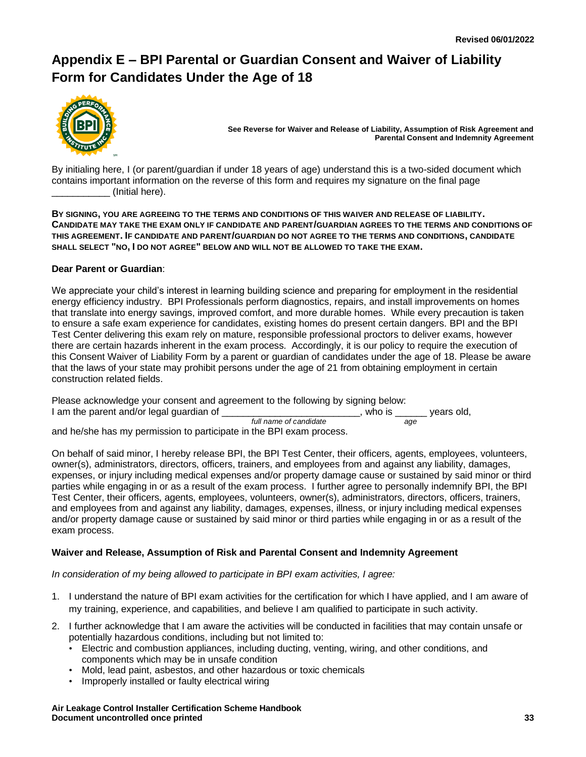Revised 06/01/2022

# Appendix E – BPI Parental or Guardian Consent and Waiver of Liability Form for Candidates Under the Age of 18

**See Reverse for Waiver and Release of Liability, Assumption of Risk Agreement and Parental Consent and Indemnity Agreement**

By initialing here, I (or parent/guardian if under 18 years of age) understand this is a two-sided document which contains important information on the reverse of this form and requires my signature on the final page ___________ (Initial here).

**BY SIGNING, YOU ARE AGREEING TO THE TERMS AND CONDITIONS OF THIS WAIVER AND RELEASE OF LIABILITY. CANDIDATE MAY TAKE THE EXAM ONLY IF CANDIDATE AND PARENT/GUARDIAN AGREES TO THE TERMS AND CONDITIONS OF THIS AGREEMENT. IF CANDIDATE AND PARENT/GUARDIAN DO NOT AGREE TO THE TERMS AND CONDITIONS, CANDIDATE SHALL SELECT "NO, I DO NOT AGREE" BELOW AND WILL NOT BE ALLOWED TO TAKE THE EXAM.**

**Dear Parent or Guardian**:

We appreciate your child's interest in learning building science and preparing for employment in the residential energy efficiency industry. BPI Professionals perform diagnostics, repairs, and install improvements on homes that translate into energy savings, improved comfort, and more durable homes. While every precaution is taken to ensure a safe exam experience for candidates, existing homes do present certain dangers. BPI and the BPI Test Center delivering this exam rely on mature, responsible professional proctors to deliver exams, however there are certain hazards inherent in the exam process. Accordingly, it is our policy to require the execution of this Consent Waiver of Liability Form by a parent or guardian of candidates under the age of 18. Please be aware that the laws of your state may prohibit persons under the age of 21 from obtaining employment in certain construction related fields.

Please acknowledge your consent and agreement to the following by signing below:
I am the parent and/or legal guardian of ___________________________, who is ______ years old,
*full name of candidate* *age*
and he/she has my permission to participate in the BPI exam process.

On behalf of said minor, I hereby release BPI, the BPI Test Center, their officers, agents, employees, volunteers, owner(s), administrators, directors, officers, trainers, and employees from and against any liability, damages, expenses, or injury including medical expenses and/or property damage cause or sustained by said minor or third parties while engaging in or as a result of the exam process. I further agree to personally indemnify BPI, the BPI Test Center, their officers, agents, employees, volunteers, owner(s), administrators, directors, officers, trainers, and employees from and against any liability, damages, expenses, illness, or injury including medical expenses and/or property damage cause or sustained by said minor or third parties while engaging in or as a result of the exam process.

**Waiver and Release, Assumption of Risk and Parental Consent and Indemnity Agreement**

*In consideration of my being allowed to participate in BPI exam activities, I agree:*

1. I understand the nature of BPI exam activities for the certification for which I have applied, and I am aware of my training, experience, and capabilities, and believe I am qualified to participate in such activity.
2. I further acknowledge that I am aware the activities will be conducted in facilities that may contain unsafe or potentially hazardous conditions, including but not limited to:
   - Electric and combustion appliances, including ducting, venting, wiring, and other conditions, and components which may be in unsafe condition
   - Mold, lead paint, asbestos, and other hazardous or toxic chemicals
   - Improperly installed or faulty electrical wiring

**Air Leakage Control Installer Certification Scheme Handbook**
**Document uncontrolled once printed**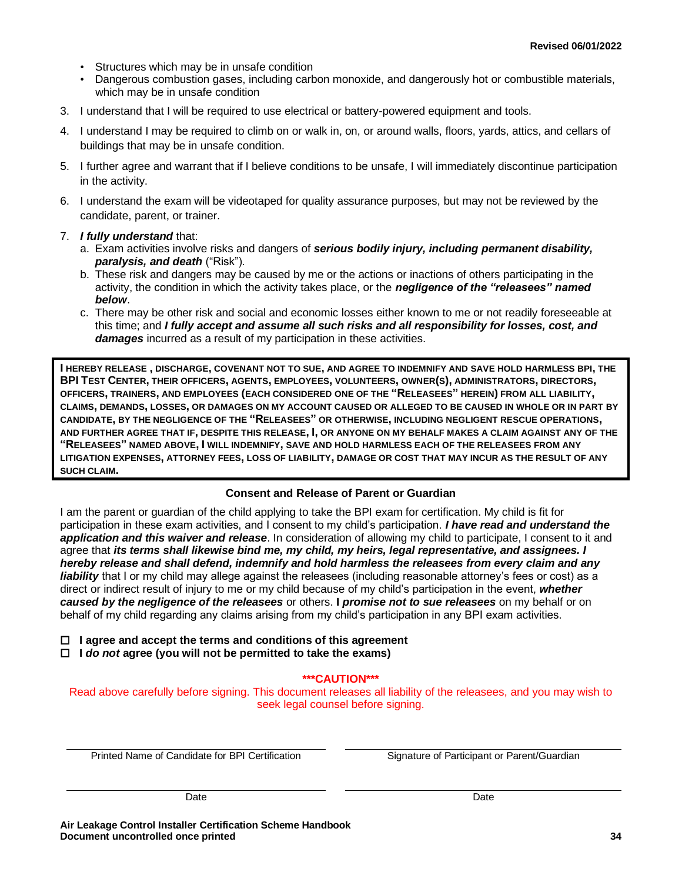- Structures which may be in unsafe condition
- Dangerous combustion gases, including carbon monoxide, and dangerously hot or combustible materials, which may be in unsafe condition

3. I understand that I will be required to use electrical or battery-powered equipment and tools.
4. I understand I may be required to climb on or walk in, on, or around walls, floors, yards, attics, and cellars of buildings that may be in unsafe condition.
5. I further agree and warrant that if I believe conditions to be unsafe, I will immediately discontinue participation in the activity.
6. I understand the exam will be videotaped for quality assurance purposes, but may not be reviewed by the candidate, parent, or trainer.
7. ***I fully understand*** that:
   a. Exam activities involve risks and dangers of ***serious bodily injury, including permanent disability, paralysis, and death*** ("Risk").
   b. These risk and dangers may be caused by me or the actions or inactions of others participating in the activity, the condition in which the activity takes place, or the ***negligence of the "releasees" named below***.
   c. There may be other risk and social and economic losses either known to me or not readily foreseeable at this time; and ***I fully accept and assume all such risks and all responsibility for losses, cost, and damages*** incurred as a result of my participation in these activities.

**I HEREBY RELEASE , DISCHARGE, COVENANT NOT TO SUE, AND AGREE TO INDEMNIFY AND SAVE HOLD HARMLESS BPI, THE BPI TEST CENTER, THEIR OFFICERS, AGENTS, EMPLOYEES, VOLUNTEERS, OWNER(S), ADMINISTRATORS, DIRECTORS, OFFICERS, TRAINERS, AND EMPLOYEES (EACH CONSIDERED ONE OF THE "RELEASEES" HEREIN) FROM ALL LIABILITY, CLAIMS, DEMANDS, LOSSES, OR DAMAGES ON MY ACCOUNT CAUSED OR ALLEGED TO BE CAUSED IN WHOLE OR IN PART BY CANDIDATE, BY THE NEGLIGENCE OF THE "RELEASEES" OR OTHERWISE, INCLUDING NEGLIGENT RESCUE OPERATIONS, AND FURTHER AGREE THAT IF, DESPITE THIS RELEASE, I, OR ANYONE ON MY BEHALF MAKES A CLAIM AGAINST ANY OF THE "RELEASEES" NAMED ABOVE, I WILL INDEMNIFY, SAVE AND HOLD HARMLESS EACH OF THE RELEASEES FROM ANY LITIGATION EXPENSES, ATTORNEY FEES, LOSS OF LIABILITY, DAMAGE OR COST THAT MAY INCUR AS THE RESULT OF ANY SUCH CLAIM.**

## Consent and Release of Parent or Guardian

I am the parent or guardian of the child applying to take the BPI exam for certification. My child is fit for participation in these exam activities, and I consent to my child's participation. ***I have read and understand the application and this waiver and release***. In consideration of allowing my child to participate, I consent to it and agree that ***its terms shall likewise bind me, my child, my heirs, legal representative, and assignees. I hereby release and shall defend, indemnify and hold harmless the releasees from every claim and any liability*** that I or my child may allege against the releasees (including reasonable attorney's fees or cost) as a direct or indirect result of injury to me or my child because of my child's participation in the event, ***whether caused by the negligence of the releasees*** or others. **I *promise not to sue releasees*** on my behalf or on behalf of my child regarding any claims arising from my child's participation in any BPI exam activities.

- ☐ **I agree and accept the terms and conditions of this agreement**
- ☐ **I *do not* agree (you will not be permitted to take the exams)**

**\*\*\*CAUTION\*\*\***

Read above carefully before signing. This document releases all liability of the releasees, and you may wish to seek legal counsel before signing.

| Printed Name of Candidate for BPI Certification | Signature of Participant or Parent/Guardian |
|---|---|
| Date | Date |

**Air Leakage Control Installer Certification Scheme Handbook**
**Document uncontrolled once printed**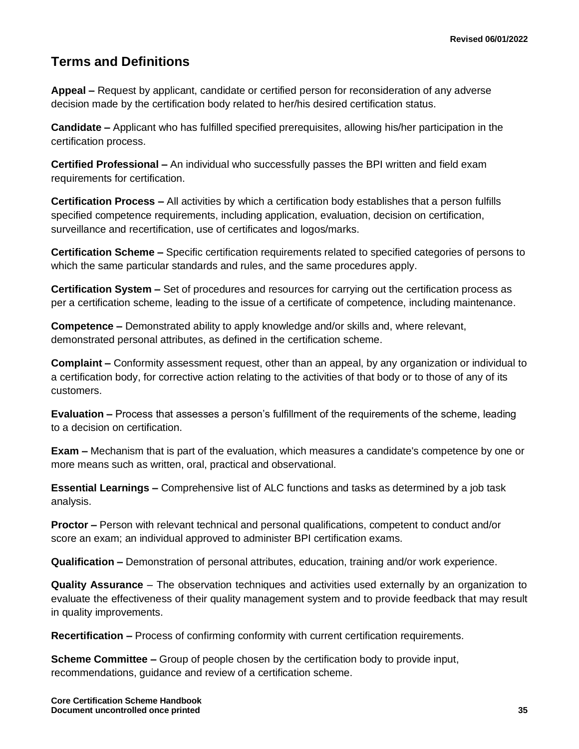## Terms and Definitions

**Appeal –** Request by applicant, candidate or certified person for reconsideration of any adverse decision made by the certification body related to her/his desired certification status.

**Candidate –** Applicant who has fulfilled specified prerequisites, allowing his/her participation in the certification process.

**Certified Professional –** An individual who successfully passes the BPI written and field exam requirements for certification.

**Certification Process –** All activities by which a certification body establishes that a person fulfills specified competence requirements, including application, evaluation, decision on certification, surveillance and recertification, use of certificates and logos/marks.

**Certification Scheme –** Specific certification requirements related to specified categories of persons to which the same particular standards and rules, and the same procedures apply.

**Certification System –** Set of procedures and resources for carrying out the certification process as per a certification scheme, leading to the issue of a certificate of competence, including maintenance.

**Competence –** Demonstrated ability to apply knowledge and/or skills and, where relevant, demonstrated personal attributes, as defined in the certification scheme.

**Complaint –** Conformity assessment request, other than an appeal, by any organization or individual to a certification body, for corrective action relating to the activities of that body or to those of any of its customers.

**Evaluation –** Process that assesses a person's fulfillment of the requirements of the scheme, leading to a decision on certification.

**Exam –** Mechanism that is part of the evaluation, which measures a candidate's competence by one or more means such as written, oral, practical and observational.

**Essential Learnings –** Comprehensive list of ALC functions and tasks as determined by a job task analysis.

**Proctor –** Person with relevant technical and personal qualifications, competent to conduct and/or score an exam; an individual approved to administer BPI certification exams.

**Qualification –** Demonstration of personal attributes, education, training and/or work experience.

**Quality Assurance** – The observation techniques and activities used externally by an organization to evaluate the effectiveness of their quality management system and to provide feedback that may result in quality improvements.

**Recertification –** Process of confirming conformity with current certification requirements.

**Scheme Committee –** Group of people chosen by the certification body to provide input, recommendations, guidance and review of a certification scheme.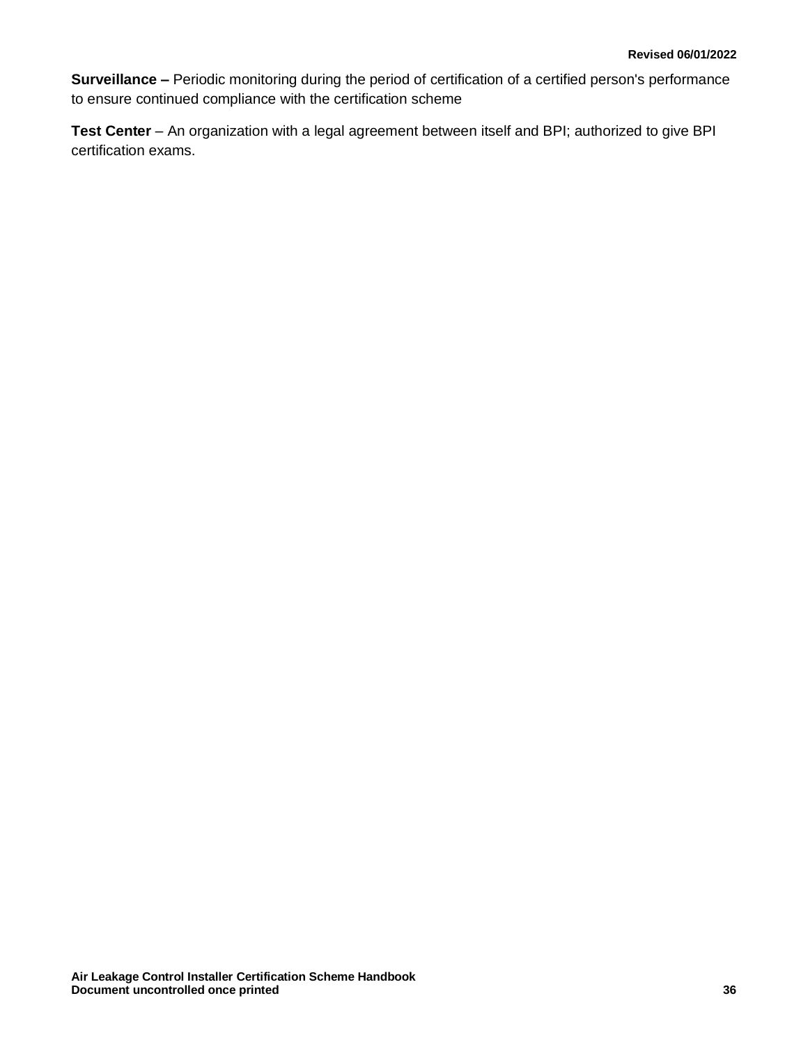**Surveillance –** Periodic monitoring during the period of certification of a certified person's performance to ensure continued compliance with the certification scheme

**Test Center** – An organization with a legal agreement between itself and BPI; authorized to give BPI certification exams.